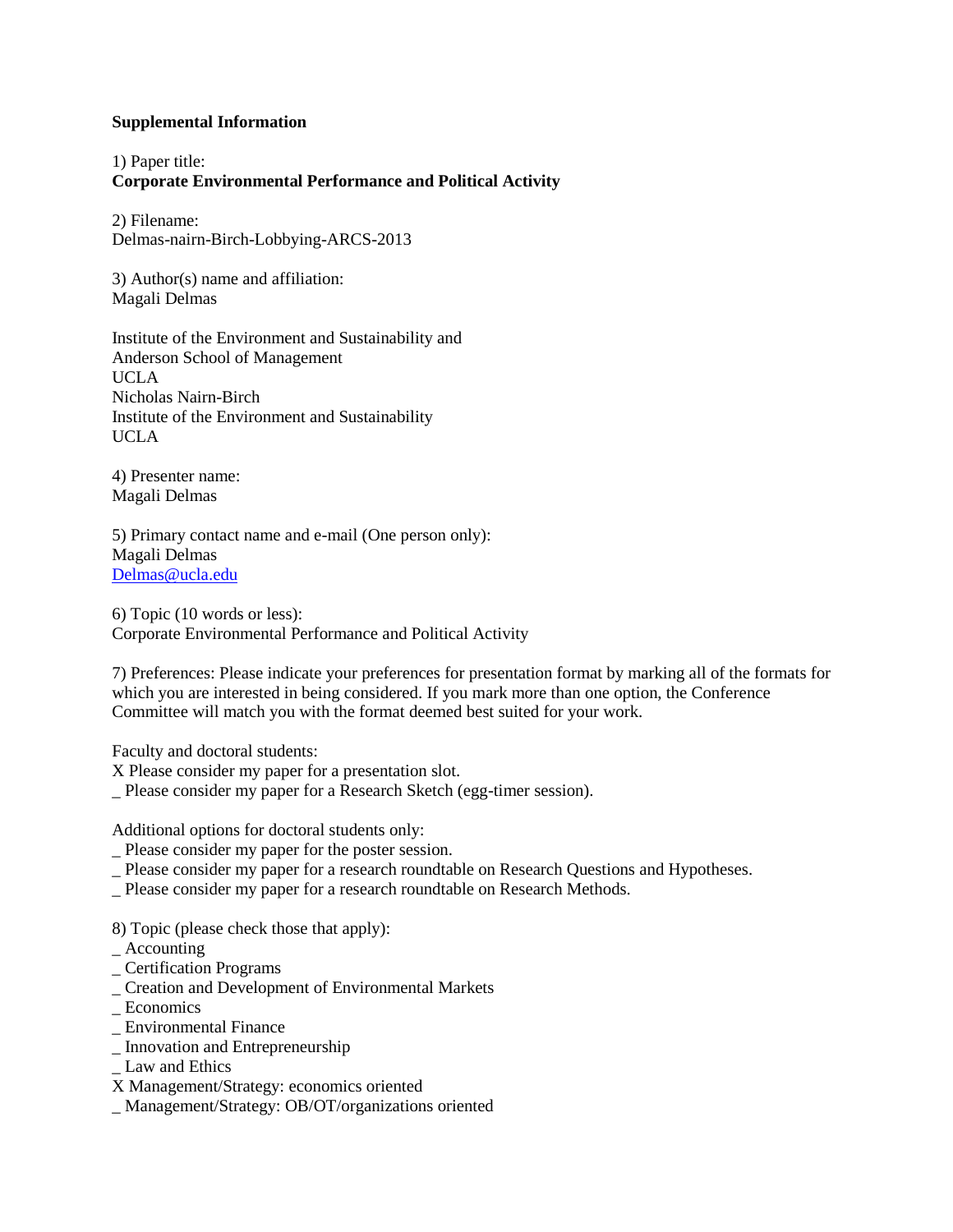**Supplemental Information**

1) Paper title:
**Corporate Environmental Performance and Political Activity**

2) Filename:
Delmas-nairn-Birch-Lobbying-ARCS-2013

3) Author(s) name and affiliation:
Magali Delmas

Institute of the Environment and Sustainability and
Anderson School of Management
UCLA
Nicholas Nairn-Birch
Institute of the Environment and Sustainability
UCLA

4) Presenter name:
Magali Delmas

5) Primary contact name and e-mail (One person only):
Magali Delmas
Delmas@ucla.edu

6) Topic (10 words or less):
Corporate Environmental Performance and Political Activity

7) Preferences: Please indicate your preferences for presentation format by marking all of the formats for which you are interested in being considered. If you mark more than one option, the Conference Committee will match you with the format deemed best suited for your work.

Faculty and doctoral students:
X Please consider my paper for a presentation slot.
_ Please consider my paper for a Research Sketch (egg-timer session).

Additional options for doctoral students only:
_ Please consider my paper for the poster session.
_ Please consider my paper for a research roundtable on Research Questions and Hypotheses.
_ Please consider my paper for a research roundtable on Research Methods.

8) Topic (please check those that apply):
_ Accounting
_ Certification Programs
_ Creation and Development of Environmental Markets
_ Economics
_ Environmental Finance
_ Innovation and Entrepreneurship
_ Law and Ethics
X Management/Strategy: economics oriented
_ Management/Strategy: OB/OT/organizations oriented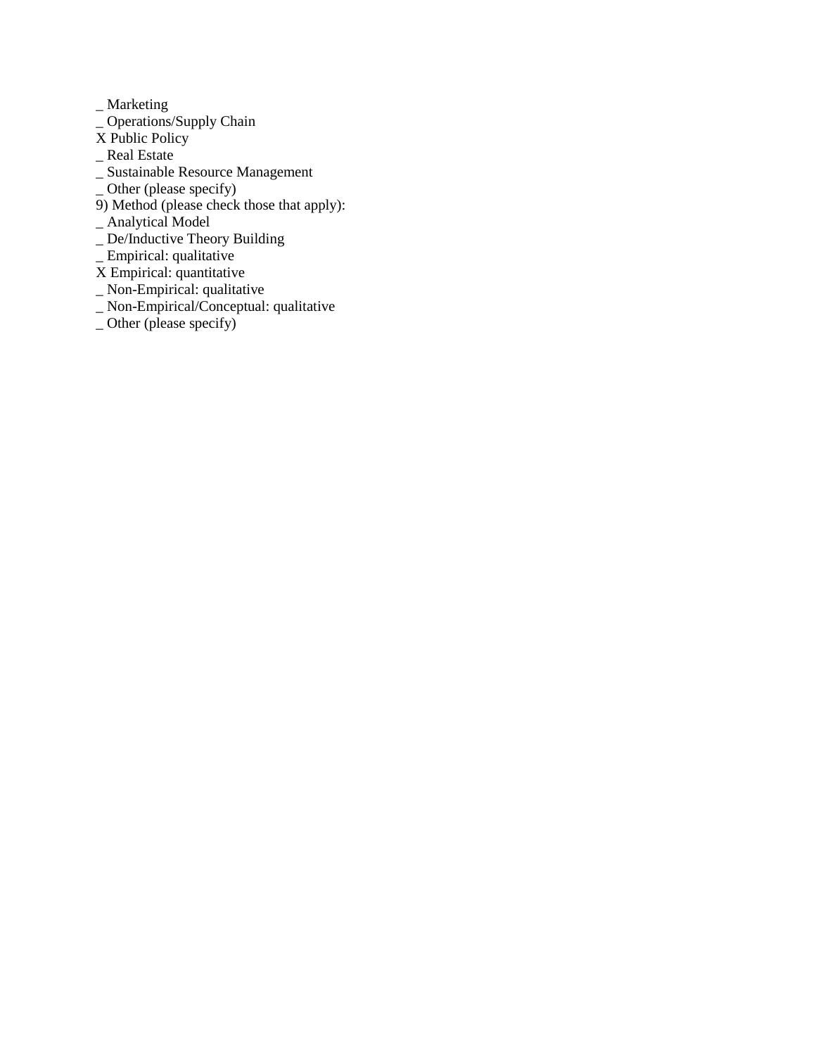_ Marketing
_ Operations/Supply Chain
X Public Policy
_ Real Estate
_ Sustainable Resource Management
_ Other (please specify)
9) Method (please check those that apply):
_ Analytical Model
_ De/Inductive Theory Building
_ Empirical: qualitative
X Empirical: quantitative
_ Non-Empirical: qualitative
_ Non-Empirical/Conceptual: qualitative
_ Other (please specify)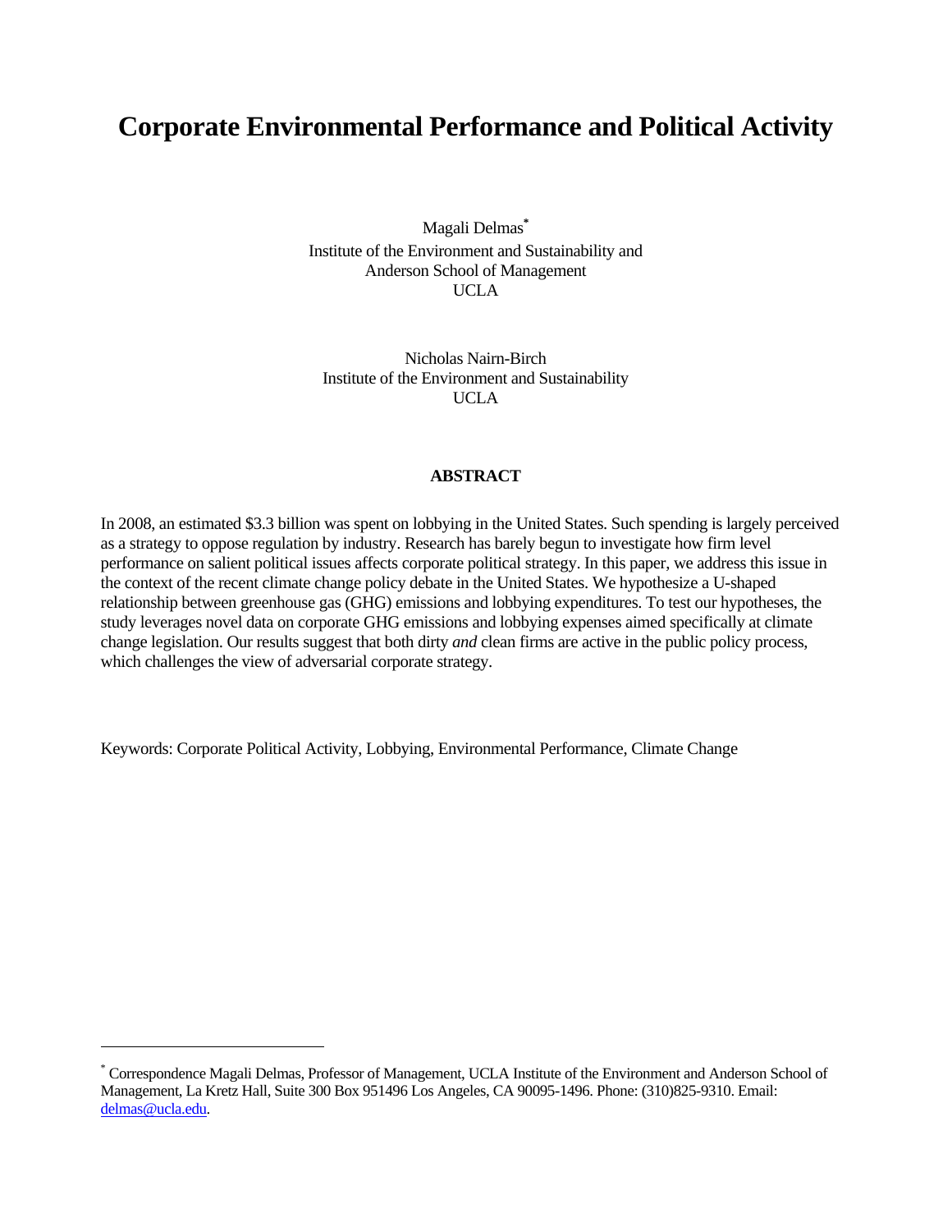# Corporate Environmental Performance and Political Activity

Magali Delmas[*]
Institute of the Environment and Sustainability and
Anderson School of Management
UCLA

Nicholas Nairn-Birch
Institute of the Environment and Sustainability
UCLA

**ABSTRACT**

In 2008, an estimated $3.3 billion was spent on lobbying in the United States. Such spending is largely perceived as a strategy to oppose regulation by industry. Research has barely begun to investigate how firm level performance on salient political issues affects corporate political strategy. In this paper, we address this issue in the context of the recent climate change policy debate in the United States. We hypothesize a U-shaped relationship between greenhouse gas (GHG) emissions and lobbying expenditures. To test our hypotheses, the study leverages novel data on corporate GHG emissions and lobbying expenses aimed specifically at climate change legislation. Our results suggest that both dirty *and* clean firms are active in the public policy process, which challenges the view of adversarial corporate strategy.

Keywords: Corporate Political Activity, Lobbying, Environmental Performance, Climate Change

---

[*] Correspondence Magali Delmas, Professor of Management, UCLA Institute of the Environment and Anderson School of Management, La Kretz Hall, Suite 300 Box 951496 Los Angeles, CA 90095-1496. Phone: (310)825-9310. Email: delmas@ucla.edu.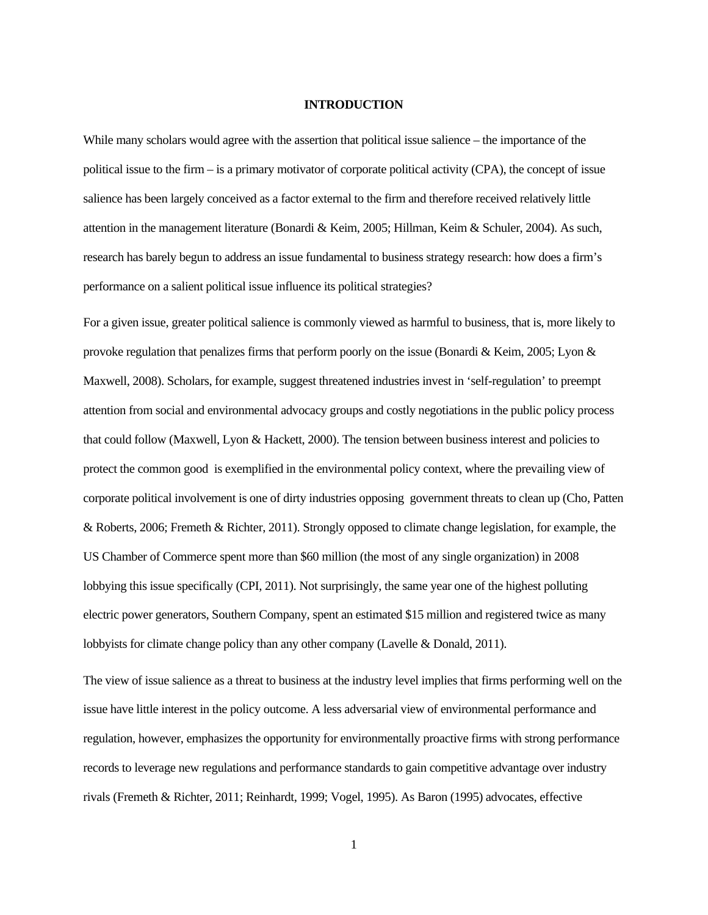# INTRODUCTION

While many scholars would agree with the assertion that political issue salience – the importance of the political issue to the firm – is a primary motivator of corporate political activity (CPA), the concept of issue salience has been largely conceived as a factor external to the firm and therefore received relatively little attention in the management literature (Bonardi & Keim, 2005; Hillman, Keim & Schuler, 2004). As such, research has barely begun to address an issue fundamental to business strategy research: how does a firm's performance on a salient political issue influence its political strategies?

For a given issue, greater political salience is commonly viewed as harmful to business, that is, more likely to provoke regulation that penalizes firms that perform poorly on the issue (Bonardi & Keim, 2005; Lyon & Maxwell, 2008). Scholars, for example, suggest threatened industries invest in 'self-regulation' to preempt attention from social and environmental advocacy groups and costly negotiations in the public policy process that could follow (Maxwell, Lyon & Hackett, 2000). The tension between business interest and policies to protect the common good is exemplified in the environmental policy context, where the prevailing view of corporate political involvement is one of dirty industries opposing government threats to clean up (Cho, Patten & Roberts, 2006; Fremeth & Richter, 2011). Strongly opposed to climate change legislation, for example, the US Chamber of Commerce spent more than $60 million (the most of any single organization) in 2008 lobbying this issue specifically (CPI, 2011). Not surprisingly, the same year one of the highest polluting electric power generators, Southern Company, spent an estimated $15 million and registered twice as many lobbyists for climate change policy than any other company (Lavelle & Donald, 2011).

The view of issue salience as a threat to business at the industry level implies that firms performing well on the issue have little interest in the policy outcome. A less adversarial view of environmental performance and regulation, however, emphasizes the opportunity for environmentally proactive firms with strong performance records to leverage new regulations and performance standards to gain competitive advantage over industry rivals (Fremeth & Richter, 2011; Reinhardt, 1999; Vogel, 1995). As Baron (1995) advocates, effective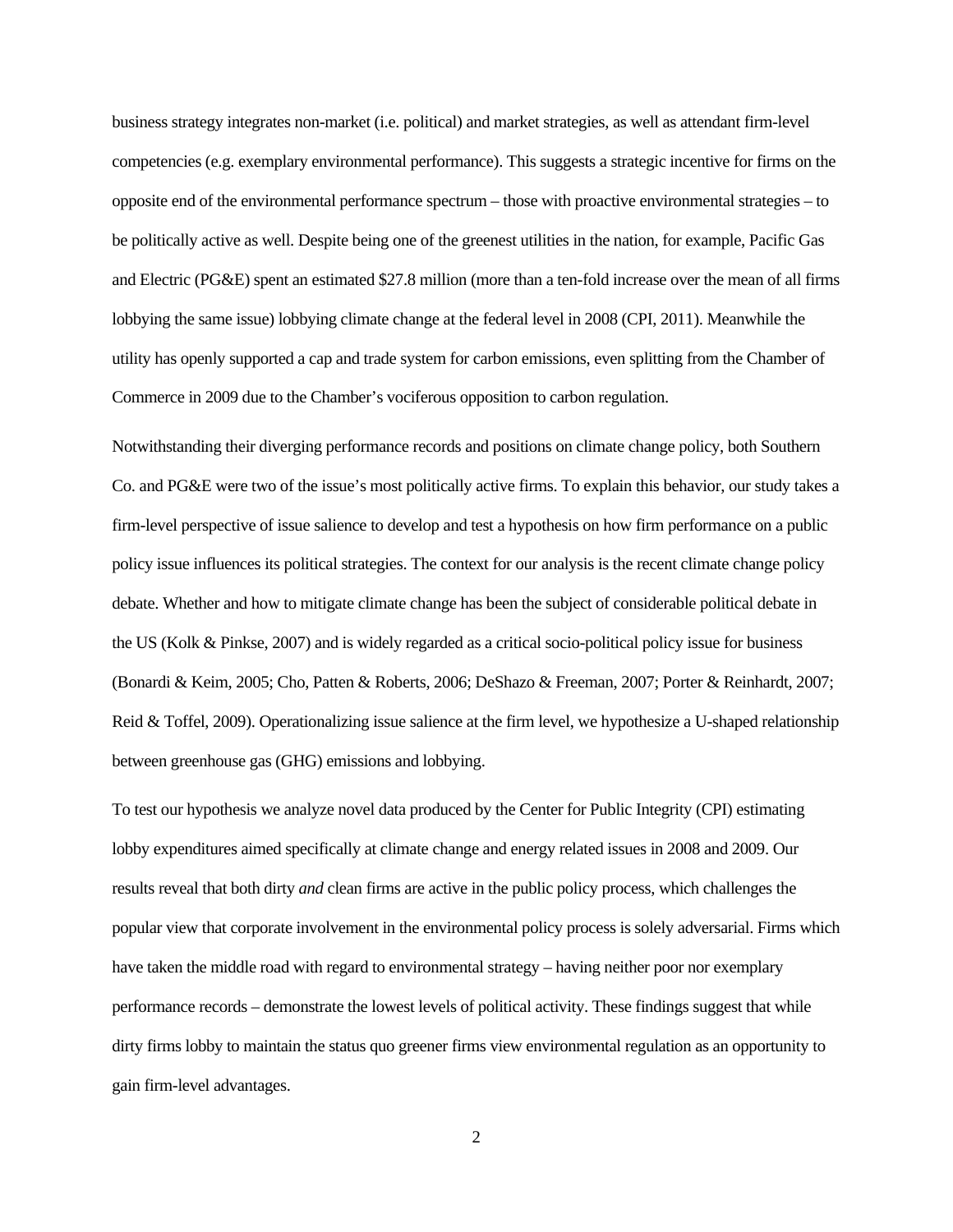business strategy integrates non-market (i.e. political) and market strategies, as well as attendant firm-level competencies (e.g. exemplary environmental performance). This suggests a strategic incentive for firms on the opposite end of the environmental performance spectrum – those with proactive environmental strategies – to be politically active as well. Despite being one of the greenest utilities in the nation, for example, Pacific Gas and Electric (PG&E) spent an estimated $27.8 million (more than a ten-fold increase over the mean of all firms lobbying the same issue) lobbying climate change at the federal level in 2008 (CPI, 2011). Meanwhile the utility has openly supported a cap and trade system for carbon emissions, even splitting from the Chamber of Commerce in 2009 due to the Chamber's vociferous opposition to carbon regulation.

Notwithstanding their diverging performance records and positions on climate change policy, both Southern Co. and PG&E were two of the issue's most politically active firms. To explain this behavior, our study takes a firm-level perspective of issue salience to develop and test a hypothesis on how firm performance on a public policy issue influences its political strategies. The context for our analysis is the recent climate change policy debate. Whether and how to mitigate climate change has been the subject of considerable political debate in the US (Kolk & Pinkse, 2007) and is widely regarded as a critical socio-political policy issue for business (Bonardi & Keim, 2005; Cho, Patten & Roberts, 2006; DeShazo & Freeman, 2007; Porter & Reinhardt, 2007; Reid & Toffel, 2009). Operationalizing issue salience at the firm level, we hypothesize a U-shaped relationship between greenhouse gas (GHG) emissions and lobbying.

To test our hypothesis we analyze novel data produced by the Center for Public Integrity (CPI) estimating lobby expenditures aimed specifically at climate change and energy related issues in 2008 and 2009. Our results reveal that both dirty *and* clean firms are active in the public policy process, which challenges the popular view that corporate involvement in the environmental policy process is solely adversarial. Firms which have taken the middle road with regard to environmental strategy – having neither poor nor exemplary performance records – demonstrate the lowest levels of political activity. These findings suggest that while dirty firms lobby to maintain the status quo greener firms view environmental regulation as an opportunity to gain firm-level advantages.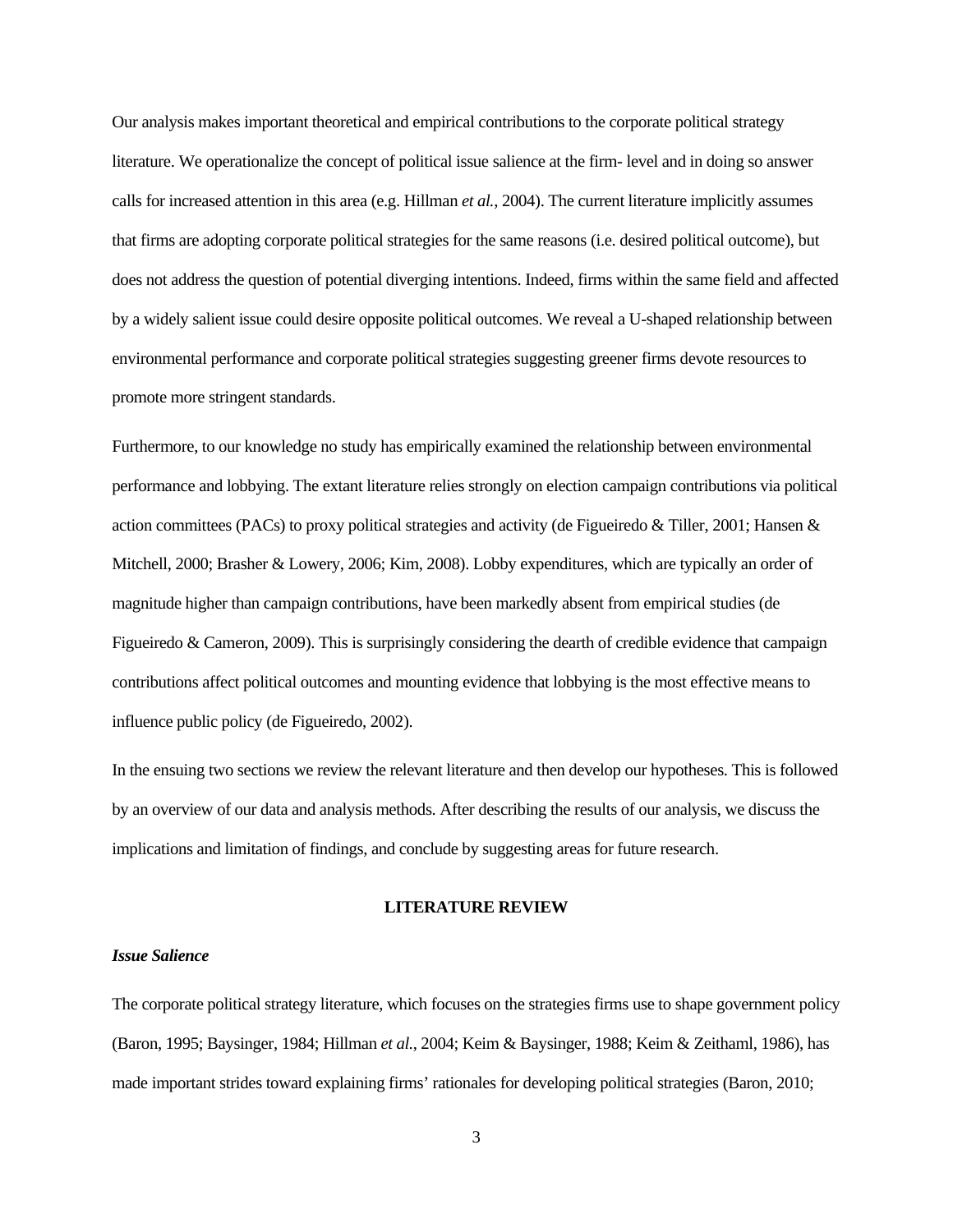Our analysis makes important theoretical and empirical contributions to the corporate political strategy literature. We operationalize the concept of political issue salience at the firm- level and in doing so answer calls for increased attention in this area (e.g. Hillman *et al.*, 2004). The current literature implicitly assumes that firms are adopting corporate political strategies for the same reasons (i.e. desired political outcome), but does not address the question of potential diverging intentions. Indeed, firms within the same field and affected by a widely salient issue could desire opposite political outcomes. We reveal a U-shaped relationship between environmental performance and corporate political strategies suggesting greener firms devote resources to promote more stringent standards.

Furthermore, to our knowledge no study has empirically examined the relationship between environmental performance and lobbying. The extant literature relies strongly on election campaign contributions via political action committees (PACs) to proxy political strategies and activity (de Figueiredo & Tiller, 2001; Hansen & Mitchell, 2000; Brasher & Lowery, 2006; Kim, 2008). Lobby expenditures, which are typically an order of magnitude higher than campaign contributions, have been markedly absent from empirical studies (de Figueiredo & Cameron, 2009). This is surprisingly considering the dearth of credible evidence that campaign contributions affect political outcomes and mounting evidence that lobbying is the most effective means to influence public policy (de Figueiredo, 2002).

In the ensuing two sections we review the relevant literature and then develop our hypotheses. This is followed by an overview of our data and analysis methods. After describing the results of our analysis, we discuss the implications and limitation of findings, and conclude by suggesting areas for future research.

## LITERATURE REVIEW

### *Issue Salience*

The corporate political strategy literature, which focuses on the strategies firms use to shape government policy (Baron, 1995; Baysinger, 1984; Hillman *et al.*, 2004; Keim & Baysinger, 1988; Keim & Zeithaml, 1986), has made important strides toward explaining firms' rationales for developing political strategies (Baron, 2010;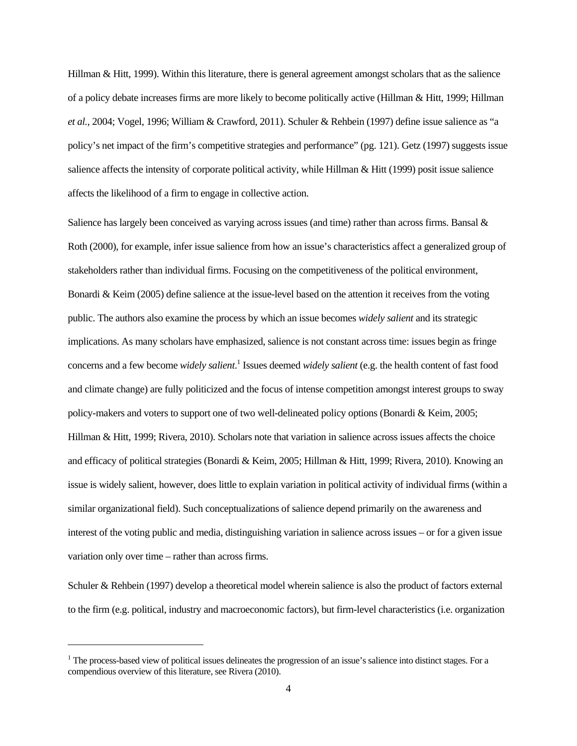Hillman & Hitt, 1999). Within this literature, there is general agreement amongst scholars that as the salience of a policy debate increases firms are more likely to become politically active (Hillman & Hitt, 1999; Hillman *et al.*, 2004; Vogel, 1996; William & Crawford, 2011). Schuler & Rehbein (1997) define issue salience as "a policy's net impact of the firm's competitive strategies and performance" (pg. 121). Getz (1997) suggests issue salience affects the intensity of corporate political activity, while Hillman & Hitt (1999) posit issue salience affects the likelihood of a firm to engage in collective action.

Salience has largely been conceived as varying across issues (and time) rather than across firms. Bansal & Roth (2000), for example, infer issue salience from how an issue's characteristics affect a generalized group of stakeholders rather than individual firms. Focusing on the competitiveness of the political environment, Bonardi & Keim (2005) define salience at the issue-level based on the attention it receives from the voting public. The authors also examine the process by which an issue becomes *widely salient* and its strategic implications. As many scholars have emphasized, salience is not constant across time: issues begin as fringe concerns and a few become *widely salient*.[1] Issues deemed *widely salient* (e.g. the health content of fast food and climate change) are fully politicized and the focus of intense competition amongst interest groups to sway policy-makers and voters to support one of two well-delineated policy options (Bonardi & Keim, 2005; Hillman & Hitt, 1999; Rivera, 2010). Scholars note that variation in salience across issues affects the choice and efficacy of political strategies (Bonardi & Keim, 2005; Hillman & Hitt, 1999; Rivera, 2010). Knowing an issue is widely salient, however, does little to explain variation in political activity of individual firms (within a similar organizational field). Such conceptualizations of salience depend primarily on the awareness and interest of the voting public and media, distinguishing variation in salience across issues – or for a given issue variation only over time – rather than across firms.

Schuler & Rehbein (1997) develop a theoretical model wherein salience is also the product of factors external to the firm (e.g. political, industry and macroeconomic factors), but firm-level characteristics (i.e. organization

---

[1] The process-based view of political issues delineates the progression of an issue's salience into distinct stages. For a compendious overview of this literature, see Rivera (2010).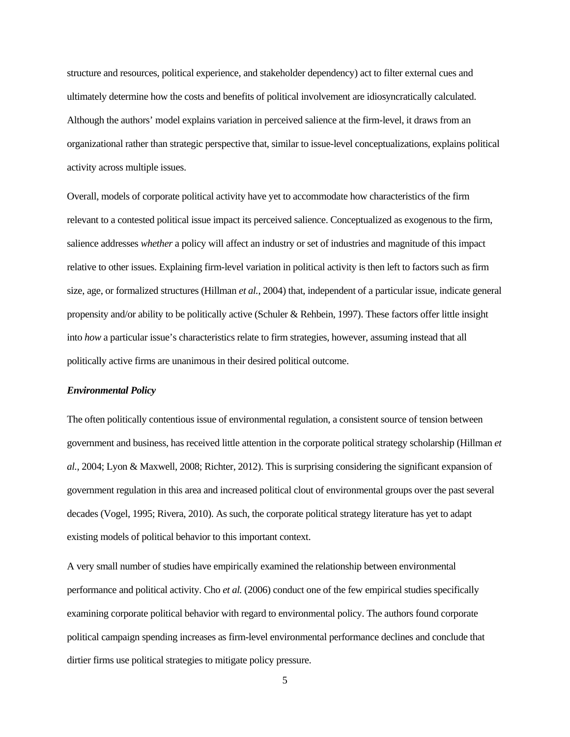structure and resources, political experience, and stakeholder dependency) act to filter external cues and ultimately determine how the costs and benefits of political involvement are idiosyncratically calculated. Although the authors' model explains variation in perceived salience at the firm-level, it draws from an organizational rather than strategic perspective that, similar to issue-level conceptualizations, explains political activity across multiple issues.

Overall, models of corporate political activity have yet to accommodate how characteristics of the firm relevant to a contested political issue impact its perceived salience. Conceptualized as exogenous to the firm, salience addresses *whether* a policy will affect an industry or set of industries and magnitude of this impact relative to other issues. Explaining firm-level variation in political activity is then left to factors such as firm size, age, or formalized structures (Hillman *et al.*, 2004) that, independent of a particular issue, indicate general propensity and/or ability to be politically active (Schuler & Rehbein, 1997). These factors offer little insight into *how* a particular issue's characteristics relate to firm strategies, however, assuming instead that all politically active firms are unanimous in their desired political outcome.

### *Environmental Policy*

The often politically contentious issue of environmental regulation, a consistent source of tension between government and business, has received little attention in the corporate political strategy scholarship (Hillman *et al.*, 2004; Lyon & Maxwell, 2008; Richter, 2012). This is surprising considering the significant expansion of government regulation in this area and increased political clout of environmental groups over the past several decades (Vogel, 1995; Rivera, 2010). As such, the corporate political strategy literature has yet to adapt existing models of political behavior to this important context.

A very small number of studies have empirically examined the relationship between environmental performance and political activity. Cho *et al.* (2006) conduct one of the few empirical studies specifically examining corporate political behavior with regard to environmental policy. The authors found corporate political campaign spending increases as firm-level environmental performance declines and conclude that dirtier firms use political strategies to mitigate policy pressure.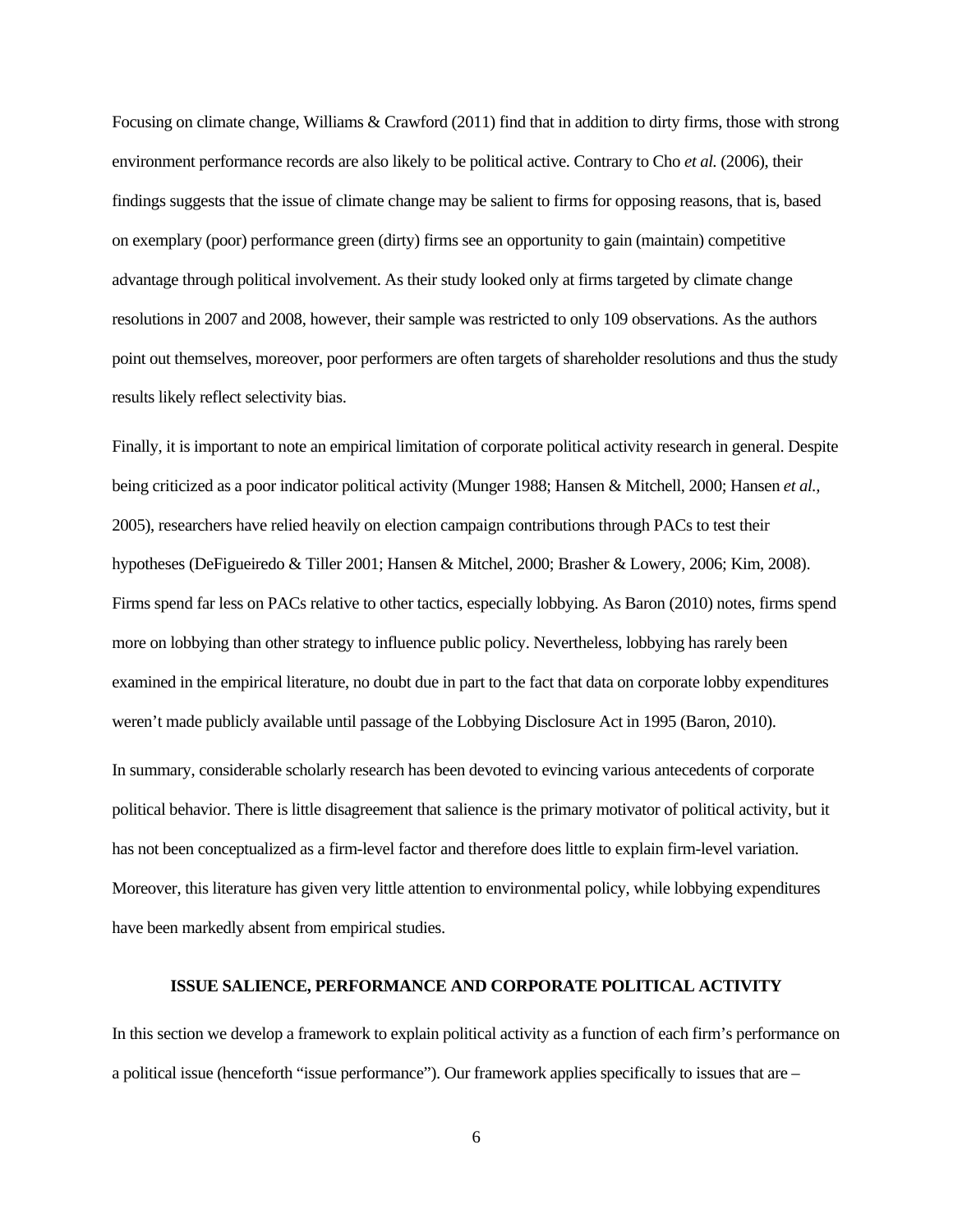Focusing on climate change, Williams & Crawford (2011) find that in addition to dirty firms, those with strong environment performance records are also likely to be political active. Contrary to Cho *et al.* (2006), their findings suggests that the issue of climate change may be salient to firms for opposing reasons, that is, based on exemplary (poor) performance green (dirty) firms see an opportunity to gain (maintain) competitive advantage through political involvement. As their study looked only at firms targeted by climate change resolutions in 2007 and 2008, however, their sample was restricted to only 109 observations. As the authors point out themselves, moreover, poor performers are often targets of shareholder resolutions and thus the study results likely reflect selectivity bias.

Finally, it is important to note an empirical limitation of corporate political activity research in general. Despite being criticized as a poor indicator political activity (Munger 1988; Hansen & Mitchell, 2000; Hansen *et al.,* 2005), researchers have relied heavily on election campaign contributions through PACs to test their hypotheses (DeFigueiredo & Tiller 2001; Hansen & Mitchel, 2000; Brasher & Lowery, 2006; Kim, 2008). Firms spend far less on PACs relative to other tactics, especially lobbying. As Baron (2010) notes, firms spend more on lobbying than other strategy to influence public policy. Nevertheless, lobbying has rarely been examined in the empirical literature, no doubt due in part to the fact that data on corporate lobby expenditures weren't made publicly available until passage of the Lobbying Disclosure Act in 1995 (Baron, 2010).

In summary, considerable scholarly research has been devoted to evincing various antecedents of corporate political behavior. There is little disagreement that salience is the primary motivator of political activity, but it has not been conceptualized as a firm-level factor and therefore does little to explain firm-level variation. Moreover, this literature has given very little attention to environmental policy, while lobbying expenditures have been markedly absent from empirical studies.

## ISSUE SALIENCE, PERFORMANCE AND CORPORATE POLITICAL ACTIVITY

In this section we develop a framework to explain political activity as a function of each firm's performance on a political issue (henceforth "issue performance"). Our framework applies specifically to issues that are –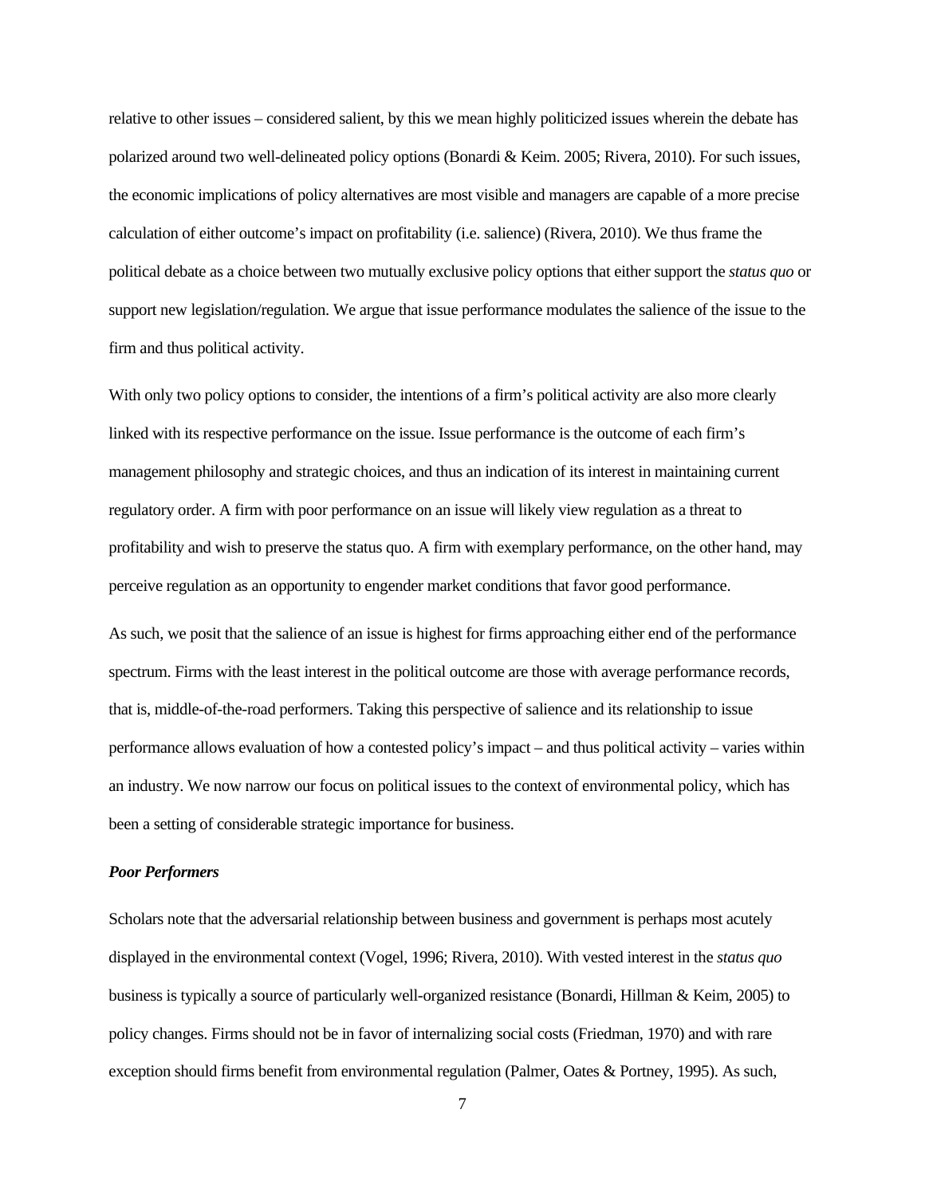relative to other issues – considered salient, by this we mean highly politicized issues wherein the debate has polarized around two well-delineated policy options (Bonardi & Keim. 2005; Rivera, 2010). For such issues, the economic implications of policy alternatives are most visible and managers are capable of a more precise calculation of either outcome's impact on profitability (i.e. salience) (Rivera, 2010). We thus frame the political debate as a choice between two mutually exclusive policy options that either support the *status quo* or support new legislation/regulation. We argue that issue performance modulates the salience of the issue to the firm and thus political activity.

With only two policy options to consider, the intentions of a firm's political activity are also more clearly linked with its respective performance on the issue. Issue performance is the outcome of each firm's management philosophy and strategic choices, and thus an indication of its interest in maintaining current regulatory order. A firm with poor performance on an issue will likely view regulation as a threat to profitability and wish to preserve the status quo. A firm with exemplary performance, on the other hand, may perceive regulation as an opportunity to engender market conditions that favor good performance.

As such, we posit that the salience of an issue is highest for firms approaching either end of the performance spectrum. Firms with the least interest in the political outcome are those with average performance records, that is, middle-of-the-road performers. Taking this perspective of salience and its relationship to issue performance allows evaluation of how a contested policy's impact – and thus political activity – varies within an industry. We now narrow our focus on political issues to the context of environmental policy, which has been a setting of considerable strategic importance for business.

***Poor Performers***

Scholars note that the adversarial relationship between business and government is perhaps most acutely displayed in the environmental context (Vogel, 1996; Rivera, 2010). With vested interest in the *status quo* business is typically a source of particularly well-organized resistance (Bonardi, Hillman & Keim, 2005) to policy changes. Firms should not be in favor of internalizing social costs (Friedman, 1970) and with rare exception should firms benefit from environmental regulation (Palmer, Oates & Portney, 1995). As such,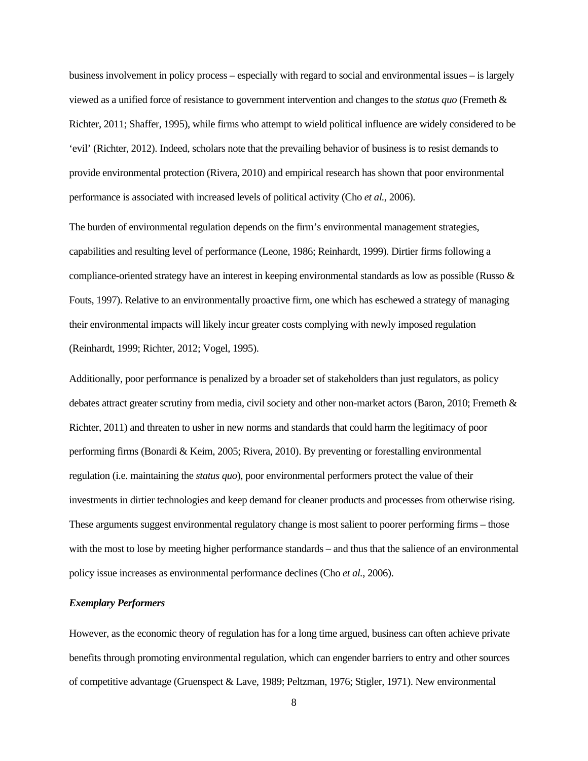business involvement in policy process – especially with regard to social and environmental issues – is largely viewed as a unified force of resistance to government intervention and changes to the *status quo* (Fremeth & Richter, 2011; Shaffer, 1995), while firms who attempt to wield political influence are widely considered to be 'evil' (Richter, 2012). Indeed, scholars note that the prevailing behavior of business is to resist demands to provide environmental protection (Rivera, 2010) and empirical research has shown that poor environmental performance is associated with increased levels of political activity (Cho *et al.*, 2006).

The burden of environmental regulation depends on the firm's environmental management strategies, capabilities and resulting level of performance (Leone, 1986; Reinhardt, 1999). Dirtier firms following a compliance-oriented strategy have an interest in keeping environmental standards as low as possible (Russo & Fouts, 1997). Relative to an environmentally proactive firm, one which has eschewed a strategy of managing their environmental impacts will likely incur greater costs complying with newly imposed regulation (Reinhardt, 1999; Richter, 2012; Vogel, 1995).

Additionally, poor performance is penalized by a broader set of stakeholders than just regulators, as policy debates attract greater scrutiny from media, civil society and other non-market actors (Baron, 2010; Fremeth & Richter, 2011) and threaten to usher in new norms and standards that could harm the legitimacy of poor performing firms (Bonardi & Keim, 2005; Rivera, 2010). By preventing or forestalling environmental regulation (i.e. maintaining the *status quo*), poor environmental performers protect the value of their investments in dirtier technologies and keep demand for cleaner products and processes from otherwise rising. These arguments suggest environmental regulatory change is most salient to poorer performing firms – those with the most to lose by meeting higher performance standards – and thus that the salience of an environmental policy issue increases as environmental performance declines (Cho *et al.*, 2006).

### *Exemplary Performers*

However, as the economic theory of regulation has for a long time argued, business can often achieve private benefits through promoting environmental regulation, which can engender barriers to entry and other sources of competitive advantage (Gruenspect & Lave, 1989; Peltzman, 1976; Stigler, 1971). New environmental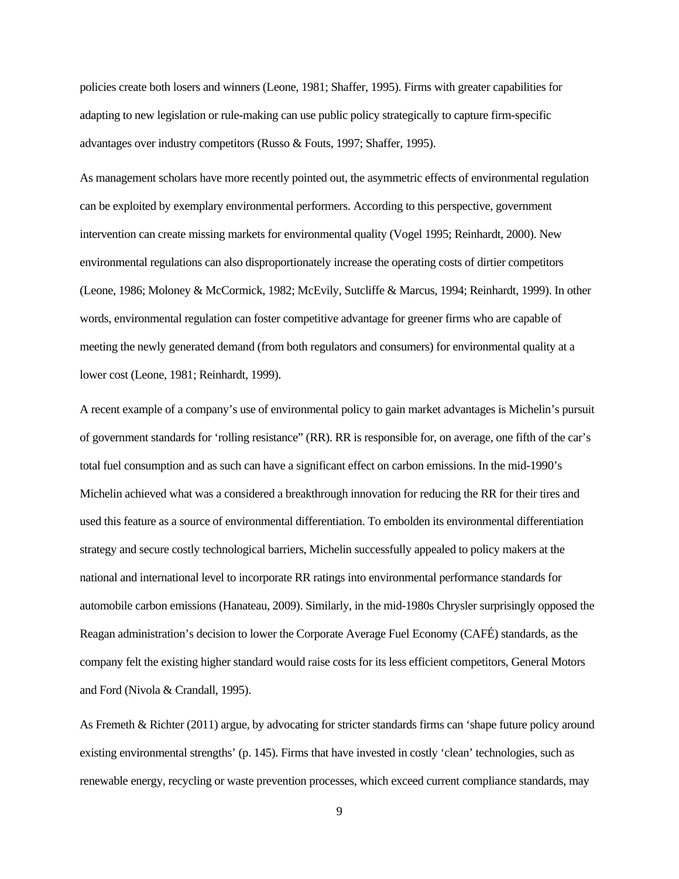policies create both losers and winners (Leone, 1981; Shaffer, 1995). Firms with greater capabilities for adapting to new legislation or rule-making can use public policy strategically to capture firm-specific advantages over industry competitors (Russo & Fouts, 1997; Shaffer, 1995).

As management scholars have more recently pointed out, the asymmetric effects of environmental regulation can be exploited by exemplary environmental performers. According to this perspective, government intervention can create missing markets for environmental quality (Vogel 1995; Reinhardt, 2000). New environmental regulations can also disproportionately increase the operating costs of dirtier competitors (Leone, 1986; Moloney & McCormick, 1982; McEvily, Sutcliffe & Marcus, 1994; Reinhardt, 1999). In other words, environmental regulation can foster competitive advantage for greener firms who are capable of meeting the newly generated demand (from both regulators and consumers) for environmental quality at a lower cost (Leone, 1981; Reinhardt, 1999).

A recent example of a company's use of environmental policy to gain market advantages is Michelin's pursuit of government standards for 'rolling resistance" (RR). RR is responsible for, on average, one fifth of the car's total fuel consumption and as such can have a significant effect on carbon emissions. In the mid-1990's Michelin achieved what was a considered a breakthrough innovation for reducing the RR for their tires and used this feature as a source of environmental differentiation. To embolden its environmental differentiation strategy and secure costly technological barriers, Michelin successfully appealed to policy makers at the national and international level to incorporate RR ratings into environmental performance standards for automobile carbon emissions (Hanateau, 2009). Similarly, in the mid-1980s Chrysler surprisingly opposed the Reagan administration's decision to lower the Corporate Average Fuel Economy (CAFÉ) standards, as the company felt the existing higher standard would raise costs for its less efficient competitors, General Motors and Ford (Nivola & Crandall, 1995).

As Fremeth & Richter (2011) argue, by advocating for stricter standards firms can 'shape future policy around existing environmental strengths' (p. 145). Firms that have invested in costly 'clean' technologies, such as renewable energy, recycling or waste prevention processes, which exceed current compliance standards, may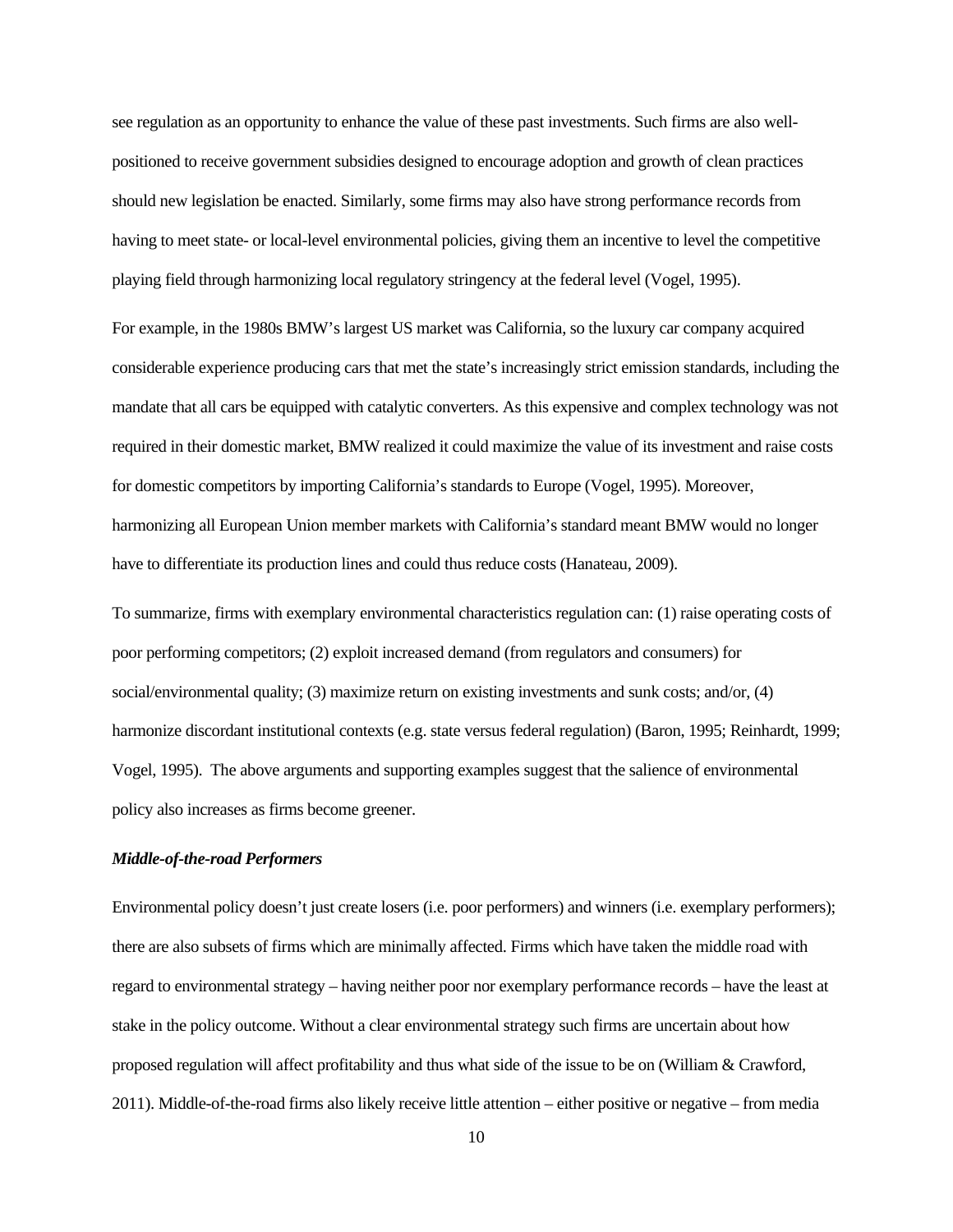see regulation as an opportunity to enhance the value of these past investments. Such firms are also well-positioned to receive government subsidies designed to encourage adoption and growth of clean practices should new legislation be enacted. Similarly, some firms may also have strong performance records from having to meet state- or local-level environmental policies, giving them an incentive to level the competitive playing field through harmonizing local regulatory stringency at the federal level (Vogel, 1995).

For example, in the 1980s BMW's largest US market was California, so the luxury car company acquired considerable experience producing cars that met the state's increasingly strict emission standards, including the mandate that all cars be equipped with catalytic converters. As this expensive and complex technology was not required in their domestic market, BMW realized it could maximize the value of its investment and raise costs for domestic competitors by importing California's standards to Europe (Vogel, 1995). Moreover, harmonizing all European Union member markets with California's standard meant BMW would no longer have to differentiate its production lines and could thus reduce costs (Hanateau, 2009).

To summarize, firms with exemplary environmental characteristics regulation can: (1) raise operating costs of poor performing competitors; (2) exploit increased demand (from regulators and consumers) for social/environmental quality; (3) maximize return on existing investments and sunk costs; and/or, (4) harmonize discordant institutional contexts (e.g. state versus federal regulation) (Baron, 1995; Reinhardt, 1999; Vogel, 1995). The above arguments and supporting examples suggest that the salience of environmental policy also increases as firms become greener.

***Middle-of-the-road Performers***

Environmental policy doesn't just create losers (i.e. poor performers) and winners (i.e. exemplary performers); there are also subsets of firms which are minimally affected. Firms which have taken the middle road with regard to environmental strategy – having neither poor nor exemplary performance records – have the least at stake in the policy outcome. Without a clear environmental strategy such firms are uncertain about how proposed regulation will affect profitability and thus what side of the issue to be on (William & Crawford, 2011). Middle-of-the-road firms also likely receive little attention – either positive or negative – from media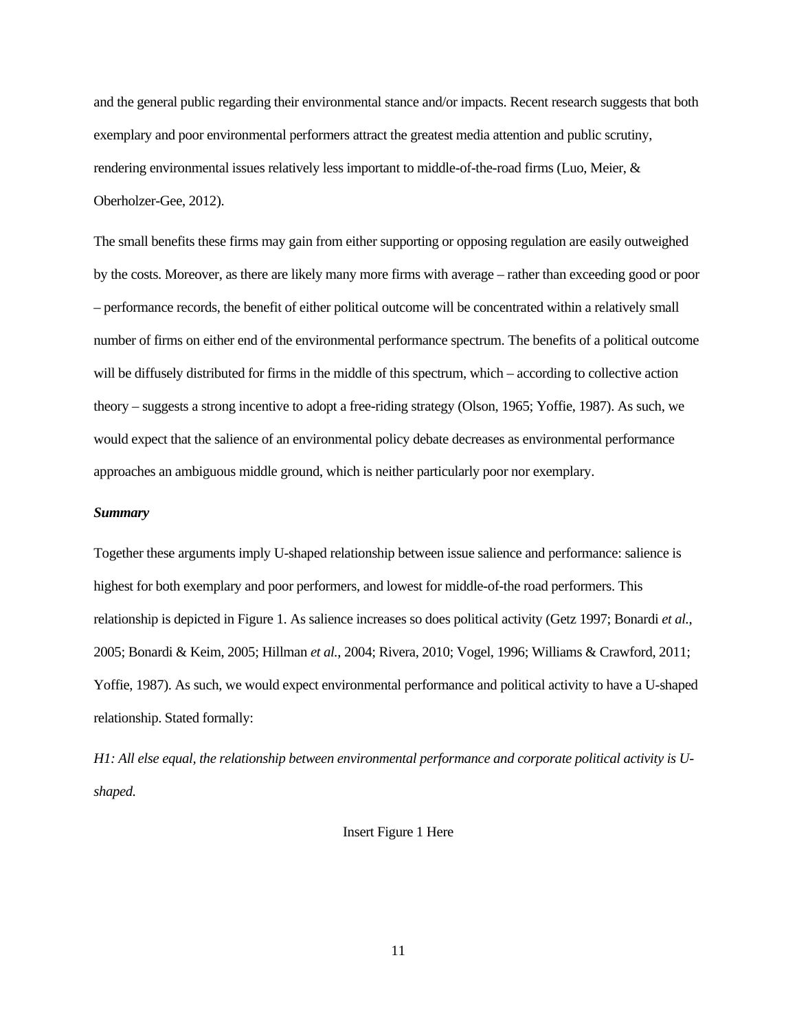and the general public regarding their environmental stance and/or impacts. Recent research suggests that both exemplary and poor environmental performers attract the greatest media attention and public scrutiny, rendering environmental issues relatively less important to middle-of-the-road firms (Luo, Meier, & Oberholzer-Gee, 2012).

The small benefits these firms may gain from either supporting or opposing regulation are easily outweighed by the costs. Moreover, as there are likely many more firms with average – rather than exceeding good or poor – performance records, the benefit of either political outcome will be concentrated within a relatively small number of firms on either end of the environmental performance spectrum. The benefits of a political outcome will be diffusely distributed for firms in the middle of this spectrum, which – according to collective action theory – suggests a strong incentive to adopt a free-riding strategy (Olson, 1965; Yoffie, 1987). As such, we would expect that the salience of an environmental policy debate decreases as environmental performance approaches an ambiguous middle ground, which is neither particularly poor nor exemplary.

***Summary***

Together these arguments imply U-shaped relationship between issue salience and performance: salience is highest for both exemplary and poor performers, and lowest for middle-of-the road performers. This relationship is depicted in Figure 1. As salience increases so does political activity (Getz 1997; Bonardi *et al.*, 2005; Bonardi & Keim, 2005; Hillman *et al.*, 2004; Rivera, 2010; Vogel, 1996; Williams & Crawford, 2011; Yoffie, 1987). As such, we would expect environmental performance and political activity to have a U-shaped relationship. Stated formally:

*H1: All else equal, the relationship between environmental performance and corporate political activity is U-shaped.*

Insert Figure 1 Here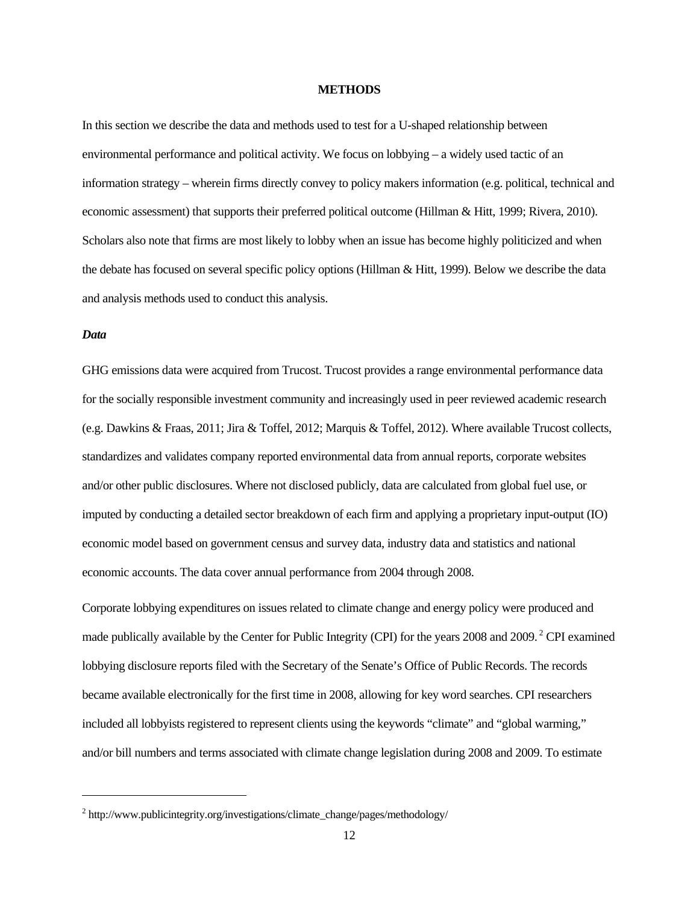## METHODS

In this section we describe the data and methods used to test for a U-shaped relationship between environmental performance and political activity. We focus on lobbying – a widely used tactic of an information strategy – wherein firms directly convey to policy makers information (e.g. political, technical and economic assessment) that supports their preferred political outcome (Hillman & Hitt, 1999; Rivera, 2010). Scholars also note that firms are most likely to lobby when an issue has become highly politicized and when the debate has focused on several specific policy options (Hillman & Hitt, 1999). Below we describe the data and analysis methods used to conduct this analysis.

### *Data*

GHG emissions data were acquired from Trucost. Trucost provides a range environmental performance data for the socially responsible investment community and increasingly used in peer reviewed academic research (e.g. Dawkins & Fraas, 2011; Jira & Toffel, 2012; Marquis & Toffel, 2012). Where available Trucost collects, standardizes and validates company reported environmental data from annual reports, corporate websites and/or other public disclosures. Where not disclosed publicly, data are calculated from global fuel use, or imputed by conducting a detailed sector breakdown of each firm and applying a proprietary input-output (IO) economic model based on government census and survey data, industry data and statistics and national economic accounts. The data cover annual performance from 2004 through 2008.

Corporate lobbying expenditures on issues related to climate change and energy policy were produced and made publically available by the Center for Public Integrity (CPI) for the years 2008 and 2009. [2] CPI examined lobbying disclosure reports filed with the Secretary of the Senate's Office of Public Records. The records became available electronically for the first time in 2008, allowing for key word searches. CPI researchers included all lobbyists registered to represent clients using the keywords "climate" and "global warming," and/or bill numbers and terms associated with climate change legislation during 2008 and 2009. To estimate

---

[2] http://www.publicintegrity.org/investigations/climate_change/pages/methodology/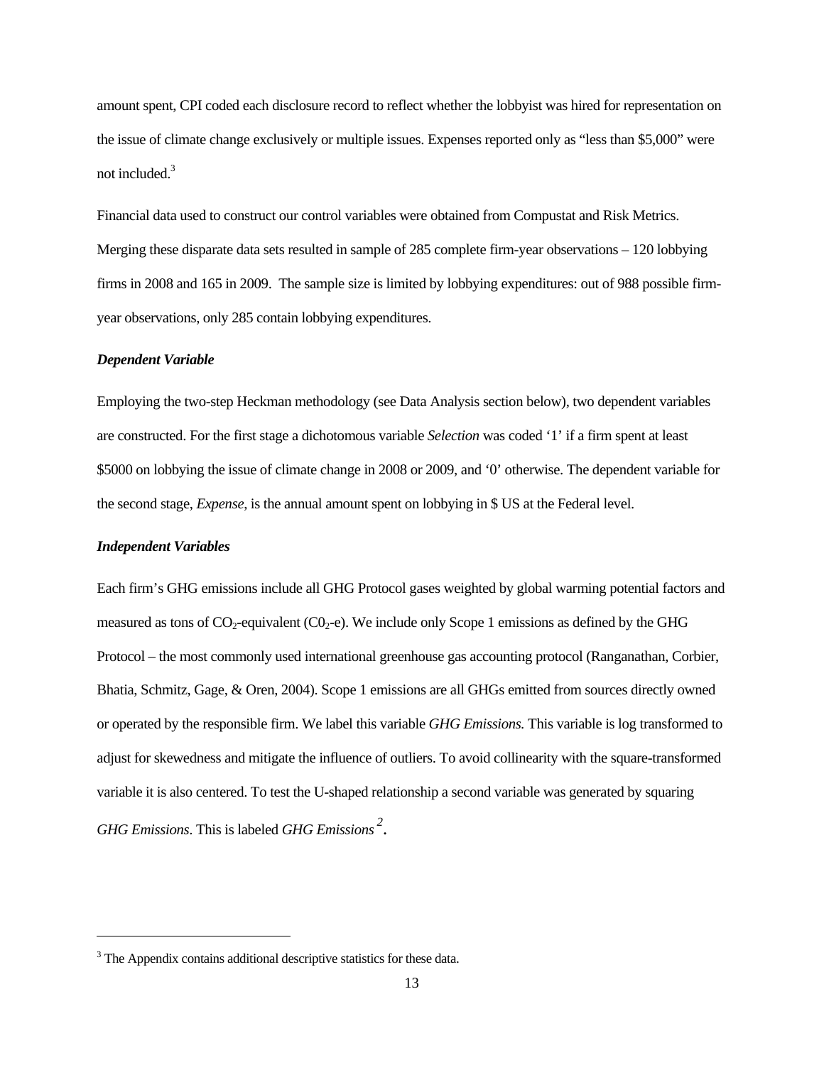amount spent, CPI coded each disclosure record to reflect whether the lobbyist was hired for representation on the issue of climate change exclusively or multiple issues. Expenses reported only as "less than \$5,000" were not included.[3]

Financial data used to construct our control variables were obtained from Compustat and Risk Metrics. Merging these disparate data sets resulted in sample of 285 complete firm-year observations – 120 lobbying firms in 2008 and 165 in 2009. The sample size is limited by lobbying expenditures: out of 988 possible firm-year observations, only 285 contain lobbying expenditures.

***Dependent Variable***

Employing the two-step Heckman methodology (see Data Analysis section below), two dependent variables are constructed. For the first stage a dichotomous variable *Selection* was coded '1' if a firm spent at least \$5000 on lobbying the issue of climate change in 2008 or 2009, and '0' otherwise. The dependent variable for the second stage, *Expense*, is the annual amount spent on lobbying in \$ US at the Federal level.

***Independent Variables***

Each firm's GHG emissions include all GHG Protocol gases weighted by global warming potential factors and measured as tons of $CO_2$-equivalent ($C0_2$-e). We include only Scope 1 emissions as defined by the GHG Protocol – the most commonly used international greenhouse gas accounting protocol (Ranganathan, Corbier, Bhatia, Schmitz, Gage, & Oren, 2004). Scope 1 emissions are all GHGs emitted from sources directly owned or operated by the responsible firm. We label this variable *GHG Emissions.* This variable is log transformed to adjust for skewedness and mitigate the influence of outliers. To avoid collinearity with the square-transformed variable it is also centered. To test the U-shaped relationship a second variable was generated by squaring *GHG Emissions*. This is labeled *GHG Emissions* $^2$.

---

[3] The Appendix contains additional descriptive statistics for these data.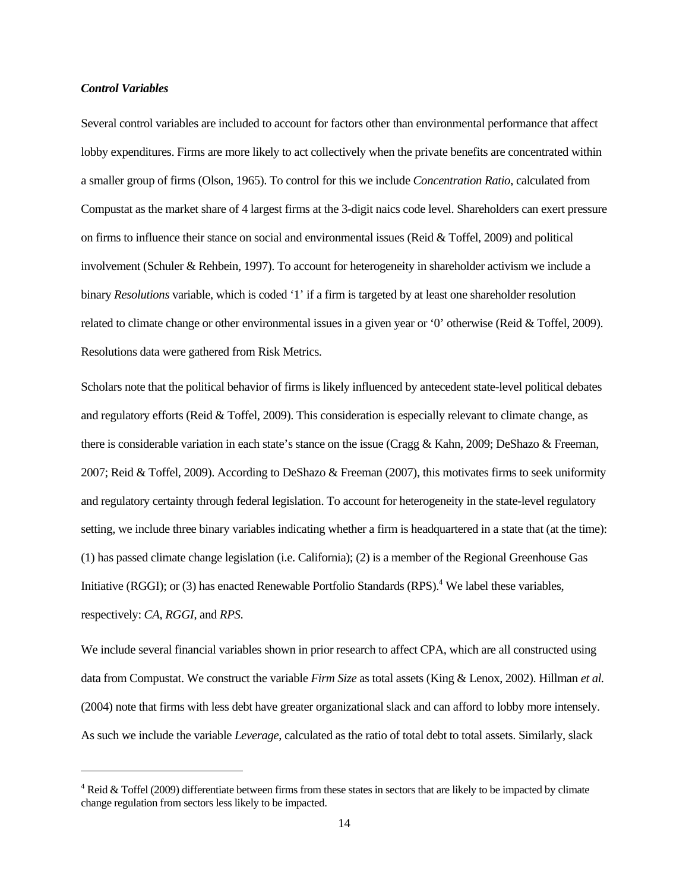### *Control Variables*

Several control variables are included to account for factors other than environmental performance that affect lobby expenditures. Firms are more likely to act collectively when the private benefits are concentrated within a smaller group of firms (Olson, 1965). To control for this we include *Concentration Ratio*, calculated from Compustat as the market share of 4 largest firms at the 3-digit naics code level. Shareholders can exert pressure on firms to influence their stance on social and environmental issues (Reid & Toffel, 2009) and political involvement (Schuler & Rehbein, 1997). To account for heterogeneity in shareholder activism we include a binary *Resolutions* variable, which is coded '1' if a firm is targeted by at least one shareholder resolution related to climate change or other environmental issues in a given year or '0' otherwise (Reid & Toffel, 2009). Resolutions data were gathered from Risk Metrics.

Scholars note that the political behavior of firms is likely influenced by antecedent state-level political debates and regulatory efforts (Reid & Toffel, 2009). This consideration is especially relevant to climate change, as there is considerable variation in each state's stance on the issue (Cragg & Kahn, 2009; DeShazo & Freeman, 2007; Reid & Toffel, 2009). According to DeShazo & Freeman (2007), this motivates firms to seek uniformity and regulatory certainty through federal legislation. To account for heterogeneity in the state-level regulatory setting, we include three binary variables indicating whether a firm is headquartered in a state that (at the time): (1) has passed climate change legislation (i.e. California); (2) is a member of the Regional Greenhouse Gas Initiative (RGGI); or (3) has enacted Renewable Portfolio Standards (RPS).[4] We label these variables, respectively: *CA*, *RGGI*, and *RPS*.

We include several financial variables shown in prior research to affect CPA, which are all constructed using data from Compustat. We construct the variable *Firm Size* as total assets (King & Lenox, 2002). Hillman *et al.* (2004) note that firms with less debt have greater organizational slack and can afford to lobby more intensely. As such we include the variable *Leverage*, calculated as the ratio of total debt to total assets. Similarly, slack

---

[4] Reid & Toffel (2009) differentiate between firms from these states in sectors that are likely to be impacted by climate change regulation from sectors less likely to be impacted.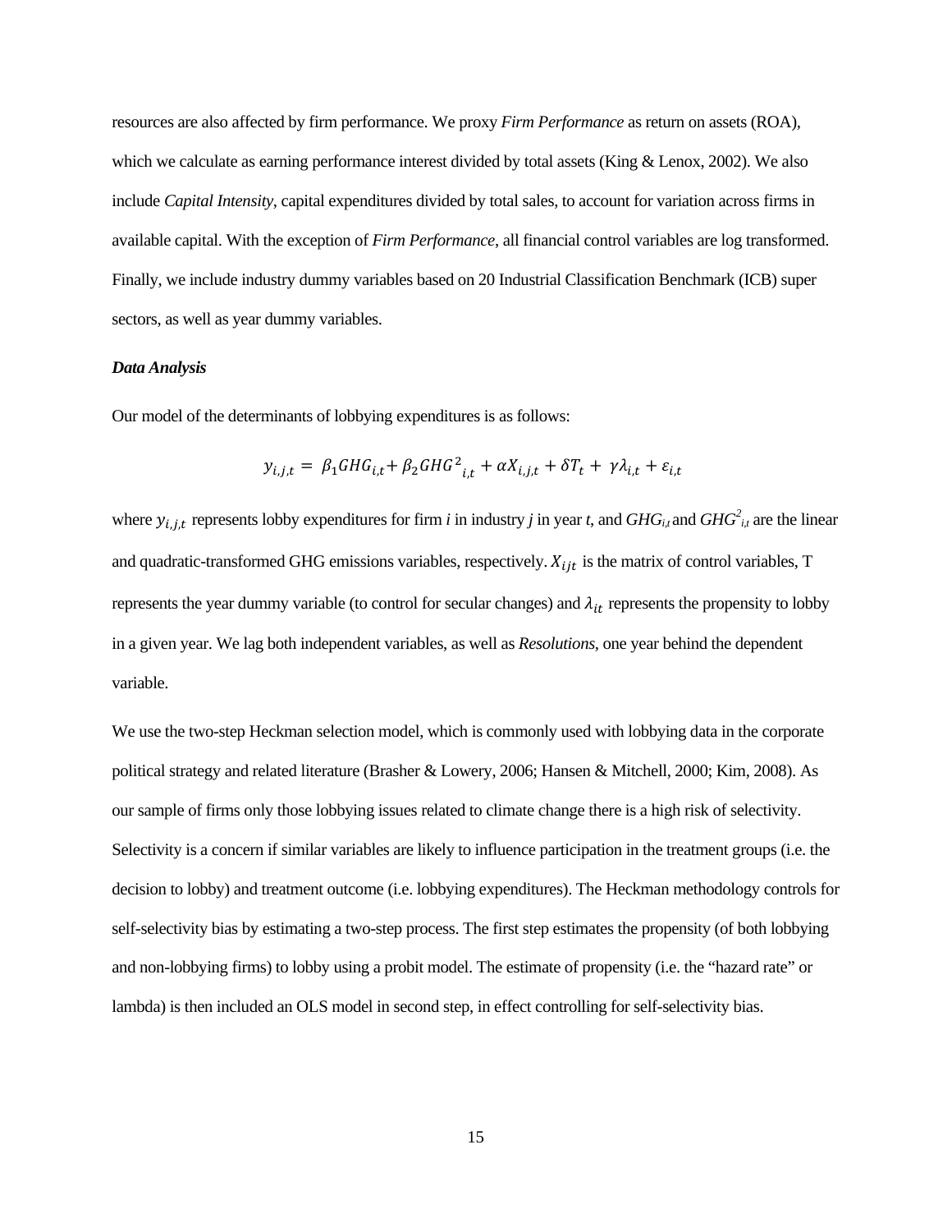resources are also affected by firm performance. We proxy *Firm Performance* as return on assets (ROA), which we calculate as earning performance interest divided by total assets (King & Lenox, 2002). We also include *Capital Intensity*, capital expenditures divided by total sales, to account for variation across firms in available capital. With the exception of *Firm Performance*, all financial control variables are log transformed. Finally, we include industry dummy variables based on 20 Industrial Classification Benchmark (ICB) super sectors, as well as year dummy variables.

***Data Analysis***

Our model of the determinants of lobbying expenditures is as follows:

$$y_{i,j,t} = \beta_1 GHG_{i,t} + \beta_2 GHG^2{}_{i,t} + \alpha X_{i,j,t} + \delta T_t + \gamma \lambda_{i,t} + \varepsilon_{i,t}$$

where $y_{i,j,t}$ represents lobby expenditures for firm *i* in industry *j* in year *t*, and $GHG_{i,t}$ and $GHG^2_{i,t}$ are the linear and quadratic-transformed GHG emissions variables, respectively. $X_{ijt}$ is the matrix of control variables, T represents the year dummy variable (to control for secular changes) and $\lambda_{it}$ represents the propensity to lobby in a given year. We lag both independent variables, as well as *Resolutions*, one year behind the dependent variable.

We use the two-step Heckman selection model, which is commonly used with lobbying data in the corporate political strategy and related literature (Brasher & Lowery, 2006; Hansen & Mitchell, 2000; Kim, 2008). As our sample of firms only those lobbying issues related to climate change there is a high risk of selectivity. Selectivity is a concern if similar variables are likely to influence participation in the treatment groups (i.e. the decision to lobby) and treatment outcome (i.e. lobbying expenditures). The Heckman methodology controls for self-selectivity bias by estimating a two-step process. The first step estimates the propensity (of both lobbying and non-lobbying firms) to lobby using a probit model. The estimate of propensity (i.e. the "hazard rate" or lambda) is then included an OLS model in second step, in effect controlling for self-selectivity bias.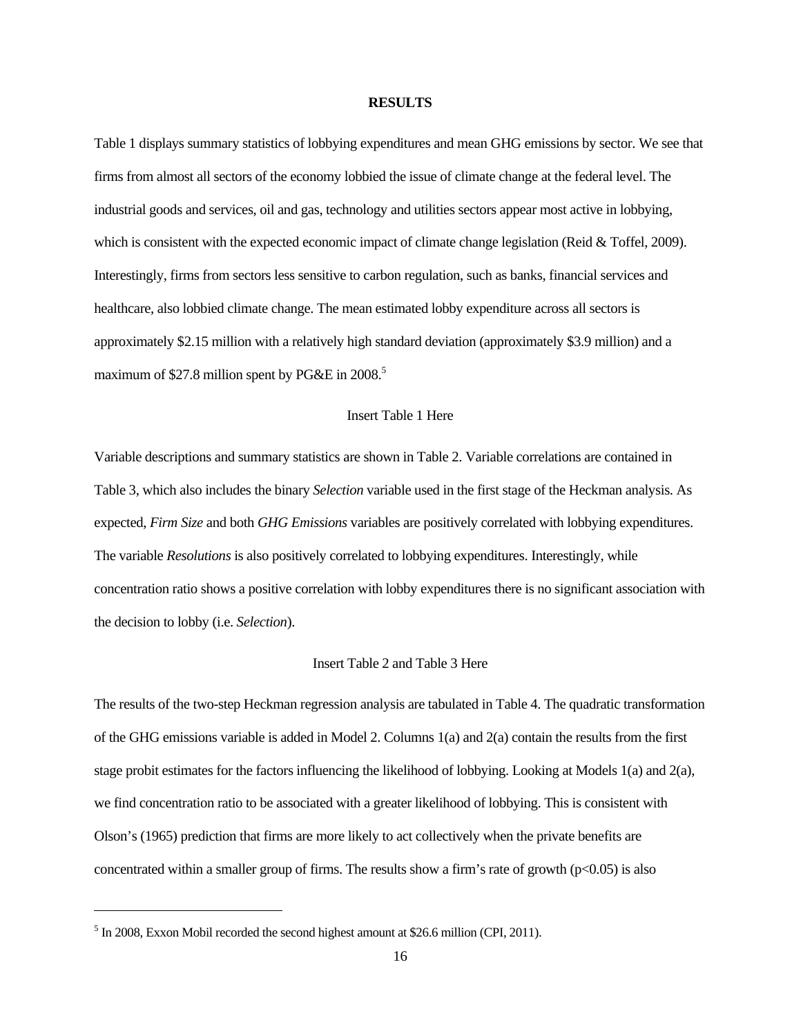## RESULTS

Table 1 displays summary statistics of lobbying expenditures and mean GHG emissions by sector. We see that firms from almost all sectors of the economy lobbied the issue of climate change at the federal level. The industrial goods and services, oil and gas, technology and utilities sectors appear most active in lobbying, which is consistent with the expected economic impact of climate change legislation (Reid & Toffel, 2009). Interestingly, firms from sectors less sensitive to carbon regulation, such as banks, financial services and healthcare, also lobbied climate change. The mean estimated lobby expenditure across all sectors is approximately \$2.15 million with a relatively high standard deviation (approximately \$3.9 million) and a maximum of \$27.8 million spent by PG&E in 2008.[5]

Insert Table 1 Here

Variable descriptions and summary statistics are shown in Table 2. Variable correlations are contained in Table 3, which also includes the binary *Selection* variable used in the first stage of the Heckman analysis. As expected, *Firm Size* and both *GHG Emissions* variables are positively correlated with lobbying expenditures. The variable *Resolutions* is also positively correlated to lobbying expenditures. Interestingly, while concentration ratio shows a positive correlation with lobby expenditures there is no significant association with the decision to lobby (i.e. *Selection*).

Insert Table 2 and Table 3 Here

The results of the two-step Heckman regression analysis are tabulated in Table 4. The quadratic transformation of the GHG emissions variable is added in Model 2. Columns 1(a) and 2(a) contain the results from the first stage probit estimates for the factors influencing the likelihood of lobbying. Looking at Models 1(a) and 2(a), we find concentration ratio to be associated with a greater likelihood of lobbying. This is consistent with Olson's (1965) prediction that firms are more likely to act collectively when the private benefits are concentrated within a smaller group of firms. The results show a firm's rate of growth ($p<0.05$) is also

[5] In 2008, Exxon Mobil recorded the second highest amount at \$26.6 million (CPI, 2011).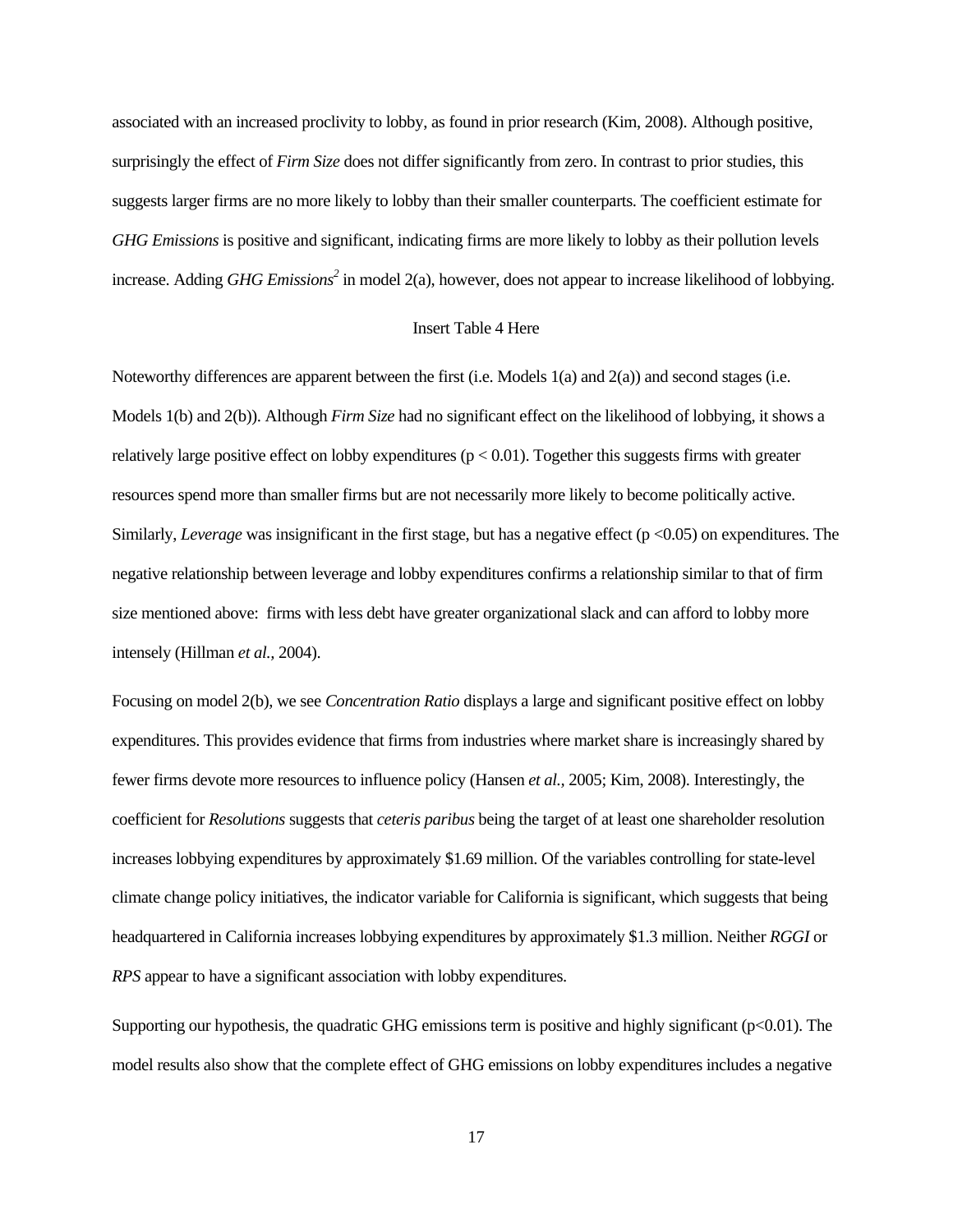associated with an increased proclivity to lobby, as found in prior research (Kim, 2008). Although positive, surprisingly the effect of *Firm Size* does not differ significantly from zero. In contrast to prior studies, this suggests larger firms are no more likely to lobby than their smaller counterparts. The coefficient estimate for *GHG Emissions* is positive and significant, indicating firms are more likely to lobby as their pollution levels increase. Adding *GHG Emissions*$^2$ in model 2(a), however, does not appear to increase likelihood of lobbying.

Insert Table 4 Here

Noteworthy differences are apparent between the first (i.e. Models 1(a) and 2(a)) and second stages (i.e. Models 1(b) and 2(b)). Although *Firm Size* had no significant effect on the likelihood of lobbying, it shows a relatively large positive effect on lobby expenditures ($p < 0.01$). Together this suggests firms with greater resources spend more than smaller firms but are not necessarily more likely to become politically active. Similarly, *Leverage* was insignificant in the first stage, but has a negative effect ($p < 0.05$) on expenditures. The negative relationship between leverage and lobby expenditures confirms a relationship similar to that of firm size mentioned above: firms with less debt have greater organizational slack and can afford to lobby more intensely (Hillman *et al.*, 2004).

Focusing on model 2(b), we see *Concentration Ratio* displays a large and significant positive effect on lobby expenditures. This provides evidence that firms from industries where market share is increasingly shared by fewer firms devote more resources to influence policy (Hansen *et al.*, 2005; Kim, 2008). Interestingly, the coefficient for *Resolutions* suggests that *ceteris paribus* being the target of at least one shareholder resolution increases lobbying expenditures by approximately \$1.69 million. Of the variables controlling for state-level climate change policy initiatives, the indicator variable for California is significant, which suggests that being headquartered in California increases lobbying expenditures by approximately \$1.3 million. Neither *RGGI* or *RPS* appear to have a significant association with lobby expenditures.

Supporting our hypothesis, the quadratic GHG emissions term is positive and highly significant ($p < 0.01$). The model results also show that the complete effect of GHG emissions on lobby expenditures includes a negative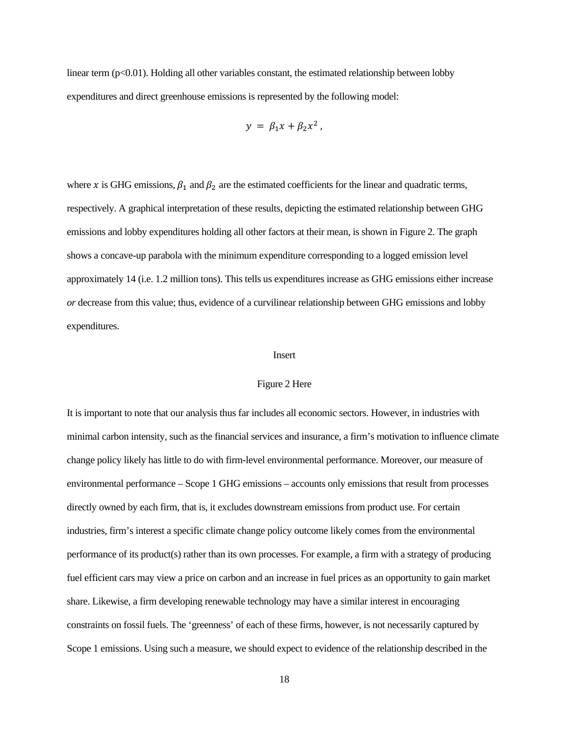linear term (p<0.01). Holding all other variables constant, the estimated relationship between lobby expenditures and direct greenhouse emissions is represented by the following model:

$$y = \beta_1 x + \beta_2 x^2 ,$$

where $x$ is GHG emissions, $\beta_1$ and $\beta_2$ are the estimated coefficients for the linear and quadratic terms, respectively. A graphical interpretation of these results, depicting the estimated relationship between GHG emissions and lobby expenditures holding all other factors at their mean, is shown in Figure 2. The graph shows a concave-up parabola with the minimum expenditure corresponding to a logged emission level approximately 14 (i.e. 1.2 million tons). This tells us expenditures increase as GHG emissions either increase *or* decrease from this value; thus, evidence of a curvilinear relationship between GHG emissions and lobby expenditures.

Insert

Figure 2 Here

It is important to note that our analysis thus far includes all economic sectors. However, in industries with minimal carbon intensity, such as the financial services and insurance, a firm's motivation to influence climate change policy likely has little to do with firm-level environmental performance. Moreover, our measure of environmental performance – Scope 1 GHG emissions – accounts only emissions that result from processes directly owned by each firm, that is, it excludes downstream emissions from product use. For certain industries, firm's interest a specific climate change policy outcome likely comes from the environmental performance of its product(s) rather than its own processes. For example, a firm with a strategy of producing fuel efficient cars may view a price on carbon and an increase in fuel prices as an opportunity to gain market share. Likewise, a firm developing renewable technology may have a similar interest in encouraging constraints on fossil fuels. The 'greenness' of each of these firms, however, is not necessarily captured by Scope 1 emissions. Using such a measure, we should expect to evidence of the relationship described in the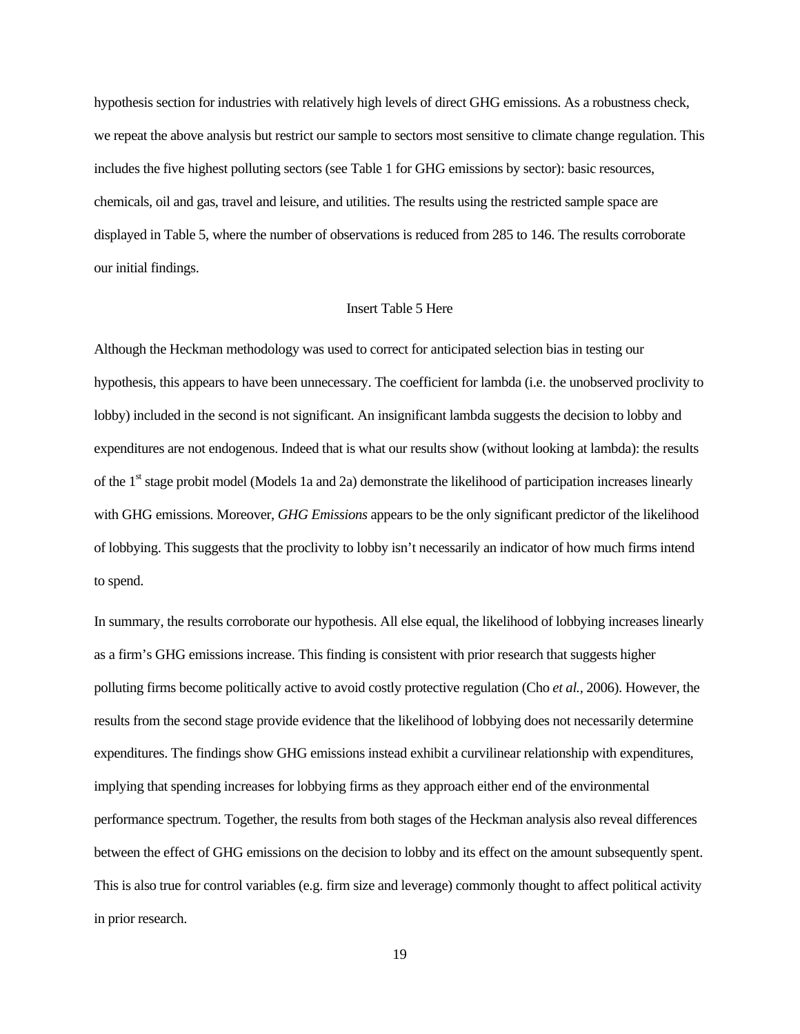hypothesis section for industries with relatively high levels of direct GHG emissions. As a robustness check, we repeat the above analysis but restrict our sample to sectors most sensitive to climate change regulation. This includes the five highest polluting sectors (see Table 1 for GHG emissions by sector): basic resources, chemicals, oil and gas, travel and leisure, and utilities. The results using the restricted sample space are displayed in Table 5, where the number of observations is reduced from 285 to 146. The results corroborate our initial findings.

Insert Table 5 Here

Although the Heckman methodology was used to correct for anticipated selection bias in testing our hypothesis, this appears to have been unnecessary. The coefficient for lambda (i.e. the unobserved proclivity to lobby) included in the second is not significant. An insignificant lambda suggests the decision to lobby and expenditures are not endogenous. Indeed that is what our results show (without looking at lambda): the results of the 1st stage probit model (Models 1a and 2a) demonstrate the likelihood of participation increases linearly with GHG emissions. Moreover, *GHG Emissions* appears to be the only significant predictor of the likelihood of lobbying. This suggests that the proclivity to lobby isn't necessarily an indicator of how much firms intend to spend.

In summary, the results corroborate our hypothesis. All else equal, the likelihood of lobbying increases linearly as a firm's GHG emissions increase. This finding is consistent with prior research that suggests higher polluting firms become politically active to avoid costly protective regulation (Cho *et al.*, 2006). However, the results from the second stage provide evidence that the likelihood of lobbying does not necessarily determine expenditures. The findings show GHG emissions instead exhibit a curvilinear relationship with expenditures, implying that spending increases for lobbying firms as they approach either end of the environmental performance spectrum. Together, the results from both stages of the Heckman analysis also reveal differences between the effect of GHG emissions on the decision to lobby and its effect on the amount subsequently spent. This is also true for control variables (e.g. firm size and leverage) commonly thought to affect political activity in prior research.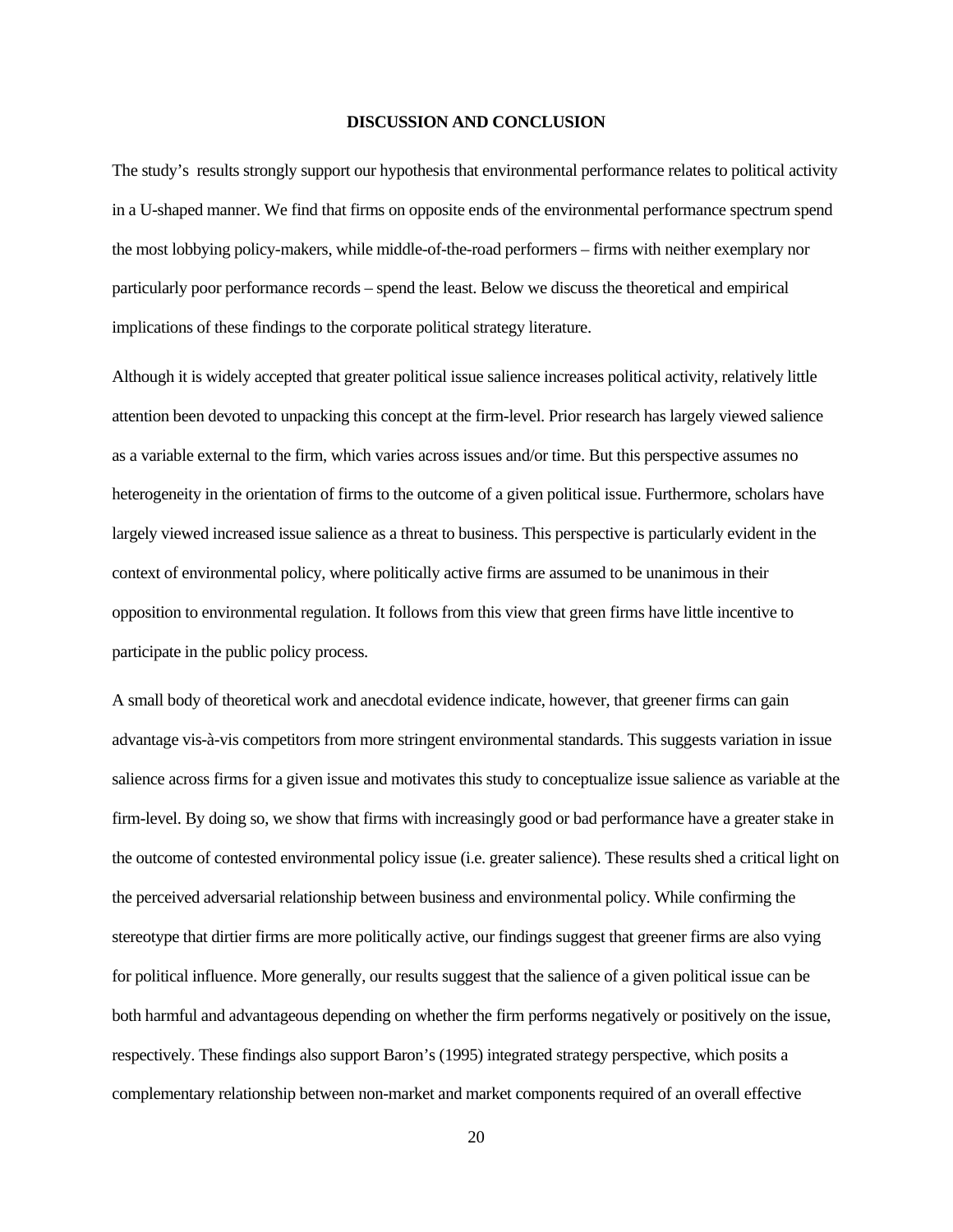## DISCUSSION AND CONCLUSION

The study's results strongly support our hypothesis that environmental performance relates to political activity in a U-shaped manner. We find that firms on opposite ends of the environmental performance spectrum spend the most lobbying policy-makers, while middle-of-the-road performers – firms with neither exemplary nor particularly poor performance records – spend the least. Below we discuss the theoretical and empirical implications of these findings to the corporate political strategy literature.

Although it is widely accepted that greater political issue salience increases political activity, relatively little attention been devoted to unpacking this concept at the firm-level. Prior research has largely viewed salience as a variable external to the firm, which varies across issues and/or time. But this perspective assumes no heterogeneity in the orientation of firms to the outcome of a given political issue. Furthermore, scholars have largely viewed increased issue salience as a threat to business. This perspective is particularly evident in the context of environmental policy, where politically active firms are assumed to be unanimous in their opposition to environmental regulation. It follows from this view that green firms have little incentive to participate in the public policy process.

A small body of theoretical work and anecdotal evidence indicate, however, that greener firms can gain advantage vis-à-vis competitors from more stringent environmental standards. This suggests variation in issue salience across firms for a given issue and motivates this study to conceptualize issue salience as variable at the firm-level. By doing so, we show that firms with increasingly good or bad performance have a greater stake in the outcome of contested environmental policy issue (i.e. greater salience). These results shed a critical light on the perceived adversarial relationship between business and environmental policy. While confirming the stereotype that dirtier firms are more politically active, our findings suggest that greener firms are also vying for political influence. More generally, our results suggest that the salience of a given political issue can be both harmful and advantageous depending on whether the firm performs negatively or positively on the issue, respectively. These findings also support Baron's (1995) integrated strategy perspective, which posits a complementary relationship between non-market and market components required of an overall effective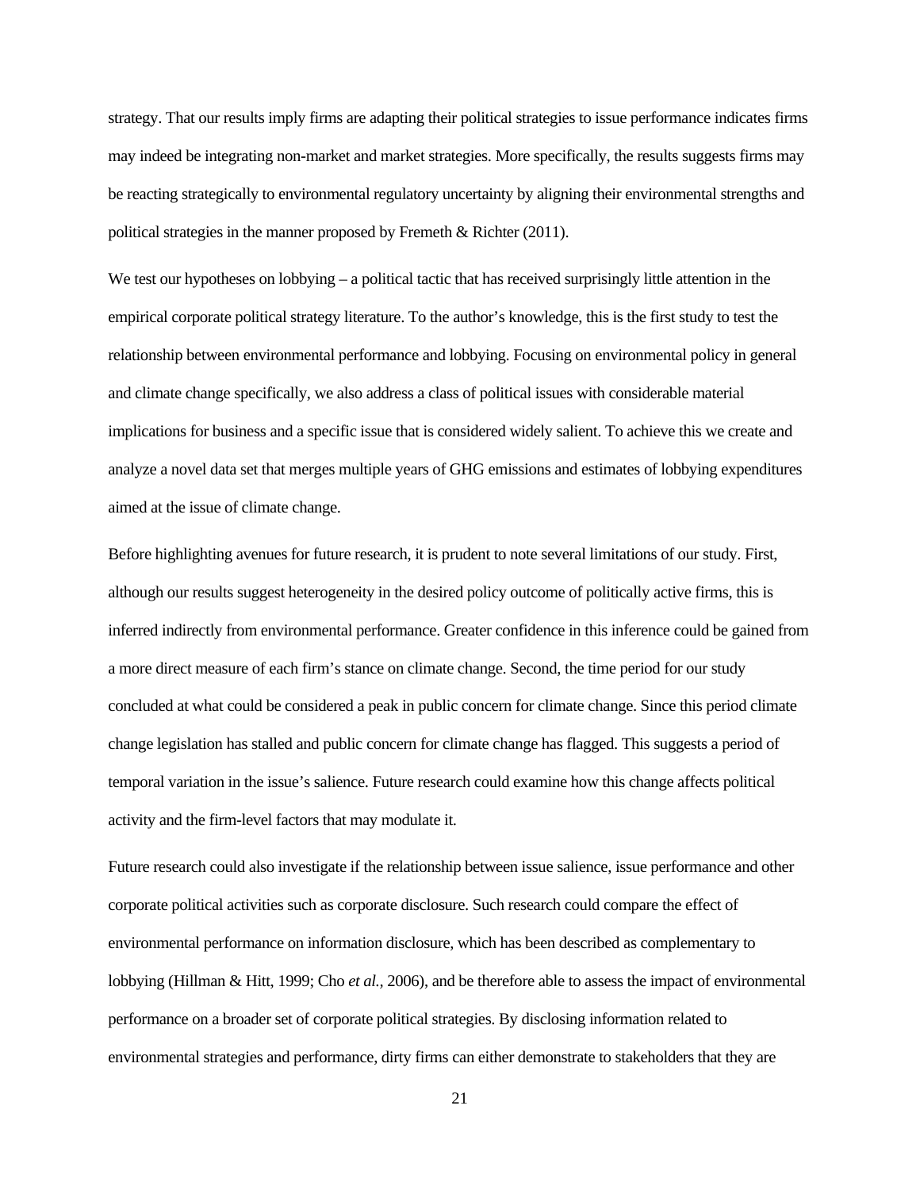strategy. That our results imply firms are adapting their political strategies to issue performance indicates firms may indeed be integrating non-market and market strategies. More specifically, the results suggests firms may be reacting strategically to environmental regulatory uncertainty by aligning their environmental strengths and political strategies in the manner proposed by Fremeth & Richter (2011).

We test our hypotheses on lobbying – a political tactic that has received surprisingly little attention in the empirical corporate political strategy literature. To the author's knowledge, this is the first study to test the relationship between environmental performance and lobbying. Focusing on environmental policy in general and climate change specifically, we also address a class of political issues with considerable material implications for business and a specific issue that is considered widely salient. To achieve this we create and analyze a novel data set that merges multiple years of GHG emissions and estimates of lobbying expenditures aimed at the issue of climate change.

Before highlighting avenues for future research, it is prudent to note several limitations of our study. First, although our results suggest heterogeneity in the desired policy outcome of politically active firms, this is inferred indirectly from environmental performance. Greater confidence in this inference could be gained from a more direct measure of each firm's stance on climate change. Second, the time period for our study concluded at what could be considered a peak in public concern for climate change. Since this period climate change legislation has stalled and public concern for climate change has flagged. This suggests a period of temporal variation in the issue's salience. Future research could examine how this change affects political activity and the firm-level factors that may modulate it.

Future research could also investigate if the relationship between issue salience, issue performance and other corporate political activities such as corporate disclosure. Such research could compare the effect of environmental performance on information disclosure, which has been described as complementary to lobbying (Hillman & Hitt, 1999; Cho *et al.*, 2006), and be therefore able to assess the impact of environmental performance on a broader set of corporate political strategies. By disclosing information related to environmental strategies and performance, dirty firms can either demonstrate to stakeholders that they are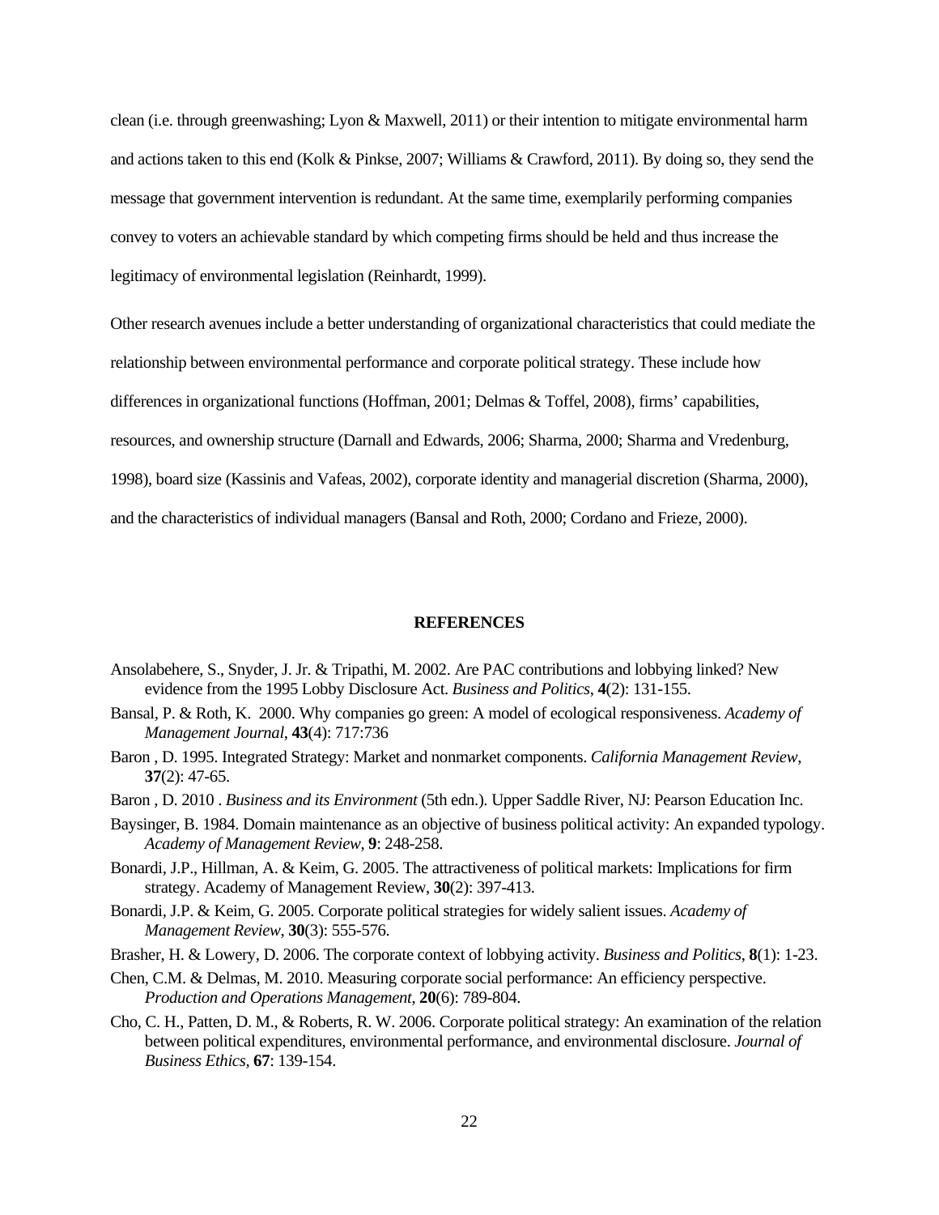clean (i.e. through greenwashing; Lyon & Maxwell, 2011) or their intention to mitigate environmental harm and actions taken to this end (Kolk & Pinkse, 2007; Williams & Crawford, 2011). By doing so, they send the message that government intervention is redundant. At the same time, exemplarily performing companies convey to voters an achievable standard by which competing firms should be held and thus increase the legitimacy of environmental legislation (Reinhardt, 1999).

Other research avenues include a better understanding of organizational characteristics that could mediate the relationship between environmental performance and corporate political strategy. These include how differences in organizational functions (Hoffman, 2001; Delmas & Toffel, 2008), firms' capabilities, resources, and ownership structure (Darnall and Edwards, 2006; Sharma, 2000; Sharma and Vredenburg, 1998), board size (Kassinis and Vafeas, 2002), corporate identity and managerial discretion (Sharma, 2000), and the characteristics of individual managers (Bansal and Roth, 2000; Cordano and Frieze, 2000).

## REFERENCES

Ansolabehere, S., Snyder, J. Jr. & Tripathi, M. 2002. Are PAC contributions and lobbying linked? New evidence from the 1995 Lobby Disclosure Act. *Business and Politics*, **4**(2): 131-155.

Bansal, P. & Roth, K. 2000. Why companies go green: A model of ecological responsiveness. *Academy of Management Journal*, **43**(4): 717:736

Baron , D. 1995. Integrated Strategy: Market and nonmarket components. *California Management Review*, **37**(2): 47-65.

Baron , D. 2010 . *Business and its Environment* (5th edn.). Upper Saddle River, NJ: Pearson Education Inc.

Baysinger, B. 1984. Domain maintenance as an objective of business political activity: An expanded typology. *Academy of Management Review*, **9**: 248-258.

Bonardi, J.P., Hillman, A. & Keim, G. 2005. The attractiveness of political markets: Implications for firm strategy. Academy of Management Review, **30**(2): 397-413.

Bonardi, J.P. & Keim, G. 2005. Corporate political strategies for widely salient issues. *Academy of Management Review*, **30**(3): 555-576.

Brasher, H. & Lowery, D. 2006. The corporate context of lobbying activity. *Business and Politics*, **8**(1): 1-23.

Chen, C.M. & Delmas, M. 2010. Measuring corporate social performance: An efficiency perspective. *Production and Operations Management*, **20**(6): 789-804.

Cho, C. H., Patten, D. M., & Roberts, R. W. 2006. Corporate political strategy: An examination of the relation between political expenditures, environmental performance, and environmental disclosure. *Journal of Business Ethics*, **67**: 139-154.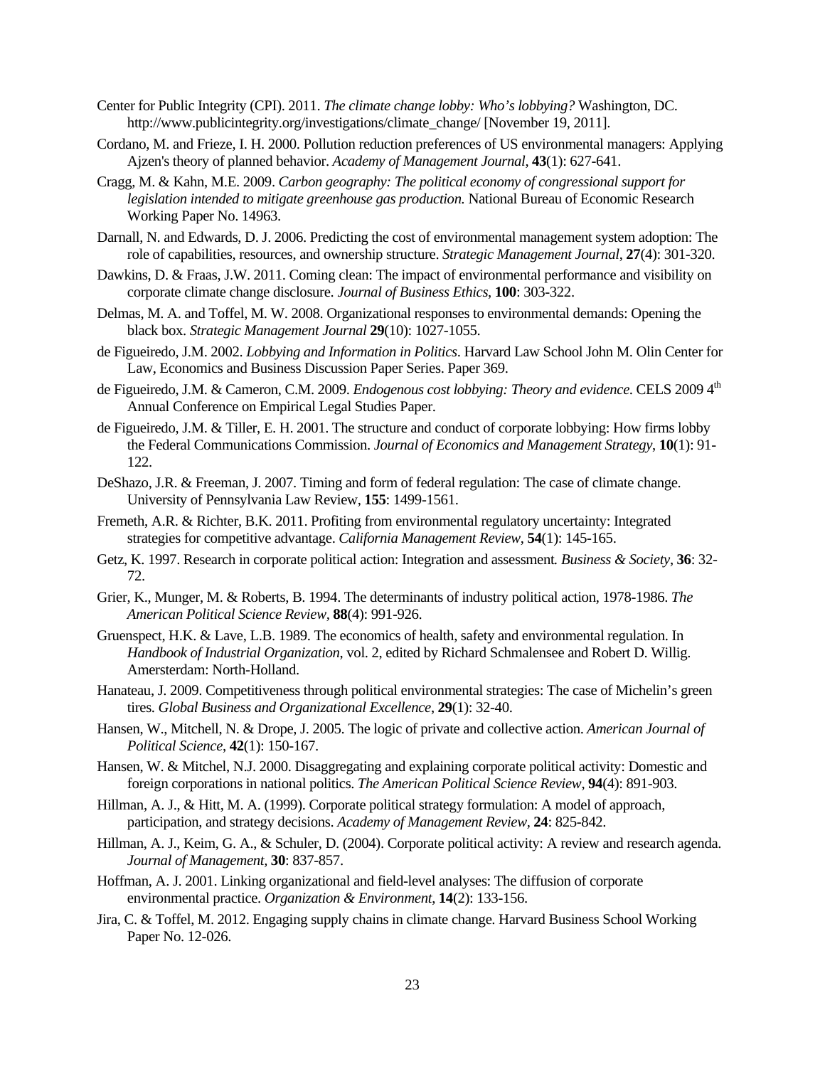Center for Public Integrity (CPI). 2011. *The climate change lobby: Who's lobbying?* Washington, DC. http://www.publicintegrity.org/investigations/climate_change/ [November 19, 2011].

Cordano, M. and Frieze, I. H. 2000. Pollution reduction preferences of US environmental managers: Applying Ajzen's theory of planned behavior. *Academy of Management Journal*, **43**(1): 627-641.

Cragg, M. & Kahn, M.E. 2009. *Carbon geography: The political economy of congressional support for legislation intended to mitigate greenhouse gas production.* National Bureau of Economic Research Working Paper No. 14963.

Darnall, N. and Edwards, D. J. 2006. Predicting the cost of environmental management system adoption: The role of capabilities, resources, and ownership structure. *Strategic Management Journal*, **27**(4): 301-320.

Dawkins, D. & Fraas, J.W. 2011. Coming clean: The impact of environmental performance and visibility on corporate climate change disclosure. *Journal of Business Ethics*, **100**: 303-322.

Delmas, M. A. and Toffel, M. W. 2008. Organizational responses to environmental demands: Opening the black box. *Strategic Management Journal* **29**(10): 1027-1055.

de Figueiredo, J.M. 2002. *Lobbying and Information in Politics*. Harvard Law School John M. Olin Center for Law, Economics and Business Discussion Paper Series. Paper 369.

de Figueiredo, J.M. & Cameron, C.M. 2009. *Endogenous cost lobbying: Theory and evidence.* CELS 2009 4th Annual Conference on Empirical Legal Studies Paper.

de Figueiredo, J.M. & Tiller, E. H. 2001. The structure and conduct of corporate lobbying: How firms lobby the Federal Communications Commission. *Journal of Economics and Management Strategy*, **10**(1): 91-122.

DeShazo, J.R. & Freeman, J. 2007. Timing and form of federal regulation: The case of climate change. University of Pennsylvania Law Review, **155**: 1499-1561.

Fremeth, A.R. & Richter, B.K. 2011. Profiting from environmental regulatory uncertainty: Integrated strategies for competitive advantage. *California Management Review*, **54**(1): 145-165.

Getz, K. 1997. Research in corporate political action: Integration and assessment*. Business & Society*, **36**: 32-72.

Grier, K., Munger, M. & Roberts, B. 1994. The determinants of industry political action, 1978-1986. *The American Political Science Review,* **88**(4): 991-926.

Gruenspect, H.K. & Lave, L.B. 1989. The economics of health, safety and environmental regulation. In *Handbook of Industrial Organization*, vol. 2, edited by Richard Schmalensee and Robert D. Willig. Amersterdam: North-Holland.

Hanateau, J. 2009. Competitiveness through political environmental strategies: The case of Michelin's green tires*. Global Business and Organizational Excellence*, **29**(1): 32-40.

Hansen, W., Mitchell, N. & Drope, J. 2005. The logic of private and collective action. *American Journal of Political Science*, **42**(1): 150-167.

Hansen, W. & Mitchel, N.J. 2000. Disaggregating and explaining corporate political activity: Domestic and foreign corporations in national politics*. The American Political Science Review*, **94**(4): 891-903.

Hillman, A. J., & Hitt, M. A. (1999). Corporate political strategy formulation: A model of approach, participation, and strategy decisions. *Academy of Management Review*, **24**: 825-842.

Hillman, A. J., Keim, G. A., & Schuler, D. (2004). Corporate political activity: A review and research agenda. *Journal of Management*, **30**: 837-857.

Hoffman, A. J. 2001. Linking organizational and field-level analyses: The diffusion of corporate environmental practice. *Organization & Environment*, **14**(2): 133-156.

Jira, C. & Toffel, M. 2012. Engaging supply chains in climate change. Harvard Business School Working Paper No. 12-026.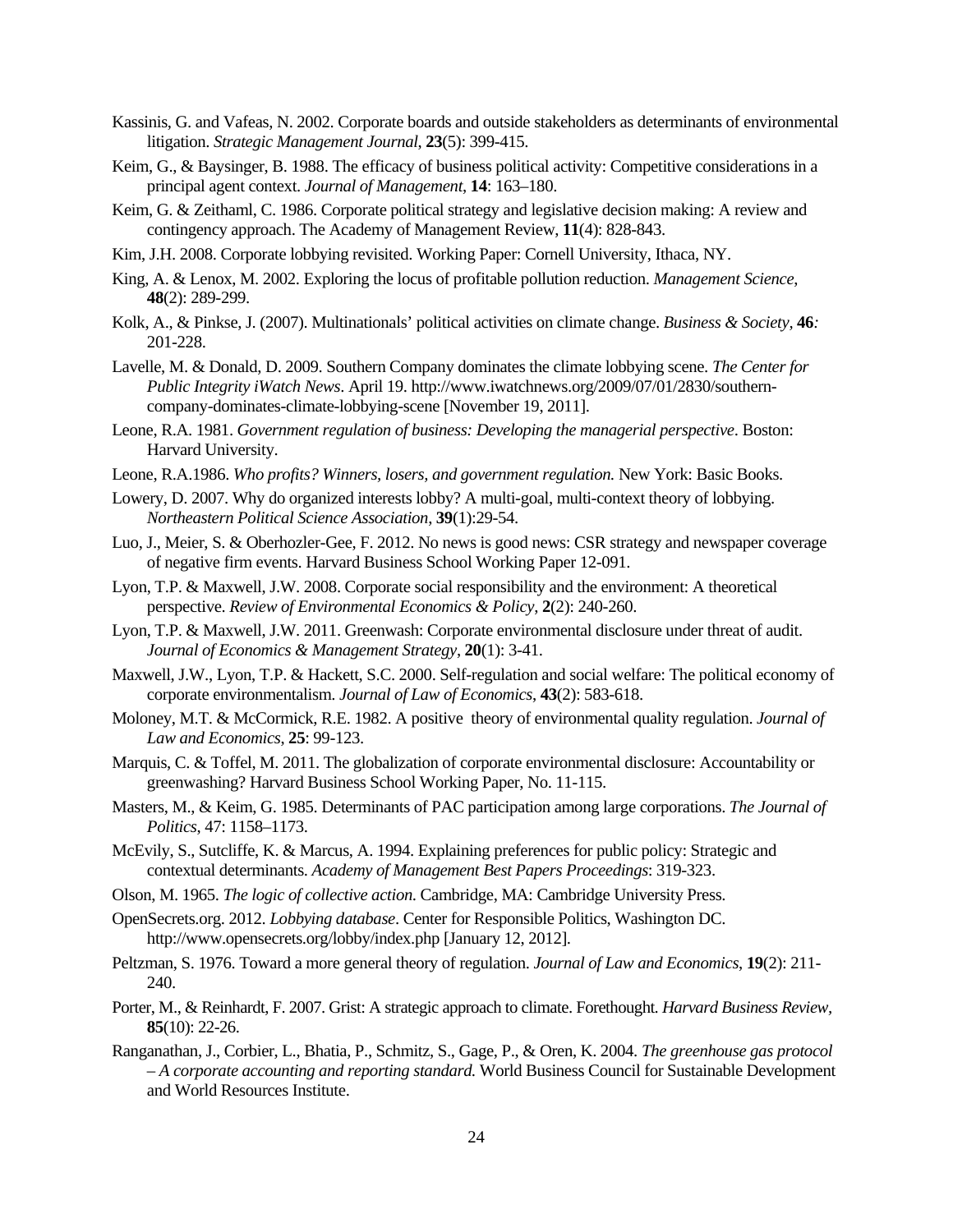Kassinis, G. and Vafeas, N. 2002. Corporate boards and outside stakeholders as determinants of environmental litigation. *Strategic Management Journal*, **23**(5): 399-415.

Keim, G., & Baysinger, B. 1988. The efficacy of business political activity: Competitive considerations in a principal agent context. *Journal of Management*, **14**: 163–180.

Keim, G. & Zeithaml, C. 1986. Corporate political strategy and legislative decision making: A review and contingency approach. The Academy of Management Review, **11**(4): 828-843.

Kim, J.H. 2008. Corporate lobbying revisited. Working Paper: Cornell University, Ithaca, NY.

King, A. & Lenox, M. 2002. Exploring the locus of profitable pollution reduction. *Management Science*, **48**(2): 289-299.

Kolk, A., & Pinkse, J. (2007). Multinationals' political activities on climate change. *Business & Society,* **46***:* 201-228.

Lavelle, M. & Donald, D. 2009. Southern Company dominates the climate lobbying scene. *The Center for Public Integrity iWatch News*. April 19. http://www.iwatchnews.org/2009/07/01/2830/southern-company-dominates-climate-lobbying-scene [November 19, 2011].

Leone, R.A. 1981. *Government regulation of business: Developing the managerial perspective*. Boston: Harvard University.

Leone, R.A.1986. *Who profits? Winners, losers, and government regulation.* New York: Basic Books.

Lowery, D. 2007. Why do organized interests lobby? A multi-goal, multi-context theory of lobbying. *Northeastern Political Science Association*, **39**(1):29-54.

Luo, J., Meier, S. & Oberhozler-Gee, F. 2012. No news is good news: CSR strategy and newspaper coverage of negative firm events. Harvard Business School Working Paper 12-091.

Lyon, T.P. & Maxwell, J.W. 2008. Corporate social responsibility and the environment: A theoretical perspective. *Review of Environmental Economics & Policy*, **2**(2): 240-260.

Lyon, T.P. & Maxwell, J.W. 2011. Greenwash: Corporate environmental disclosure under threat of audit. *Journal of Economics & Management Strategy*, **20**(1): 3-41.

Maxwell, J.W., Lyon, T.P. & Hackett, S.C. 2000. Self-regulation and social welfare: The political economy of corporate environmentalism. *Journal of Law of Economics*, **43**(2): 583-618.

Moloney, M.T. & McCormick, R.E. 1982. A positive theory of environmental quality regulation. *Journal of Law and Economics*, **25**: 99-123.

Marquis, C. & Toffel, M. 2011. The globalization of corporate environmental disclosure: Accountability or greenwashing? Harvard Business School Working Paper, No. 11-115.

Masters, M., & Keim, G. 1985. Determinants of PAC participation among large corporations. *The Journal of Politics*, 47: 1158–1173.

McEvily, S., Sutcliffe, K. & Marcus, A. 1994. Explaining preferences for public policy: Strategic and contextual determinants. *Academy of Management Best Papers Proceedings*: 319-323.

Olson, M. 1965. *The logic of collective action.* Cambridge, MA: Cambridge University Press.

OpenSecrets.org. 2012. *Lobbying database*. Center for Responsible Politics, Washington DC. http://www.opensecrets.org/lobby/index.php [January 12, 2012].

Peltzman, S. 1976. Toward a more general theory of regulation. *Journal of Law and Economics*, **19**(2): 211-240.

Porter, M., & Reinhardt, F. 2007. Grist: A strategic approach to climate. Forethought. *Harvard Business Review*, **85**(10): 22-26.

Ranganathan, J., Corbier, L., Bhatia, P., Schmitz, S., Gage, P., & Oren, K. 2004. *The greenhouse gas protocol – A corporate accounting and reporting standard.* World Business Council for Sustainable Development and World Resources Institute.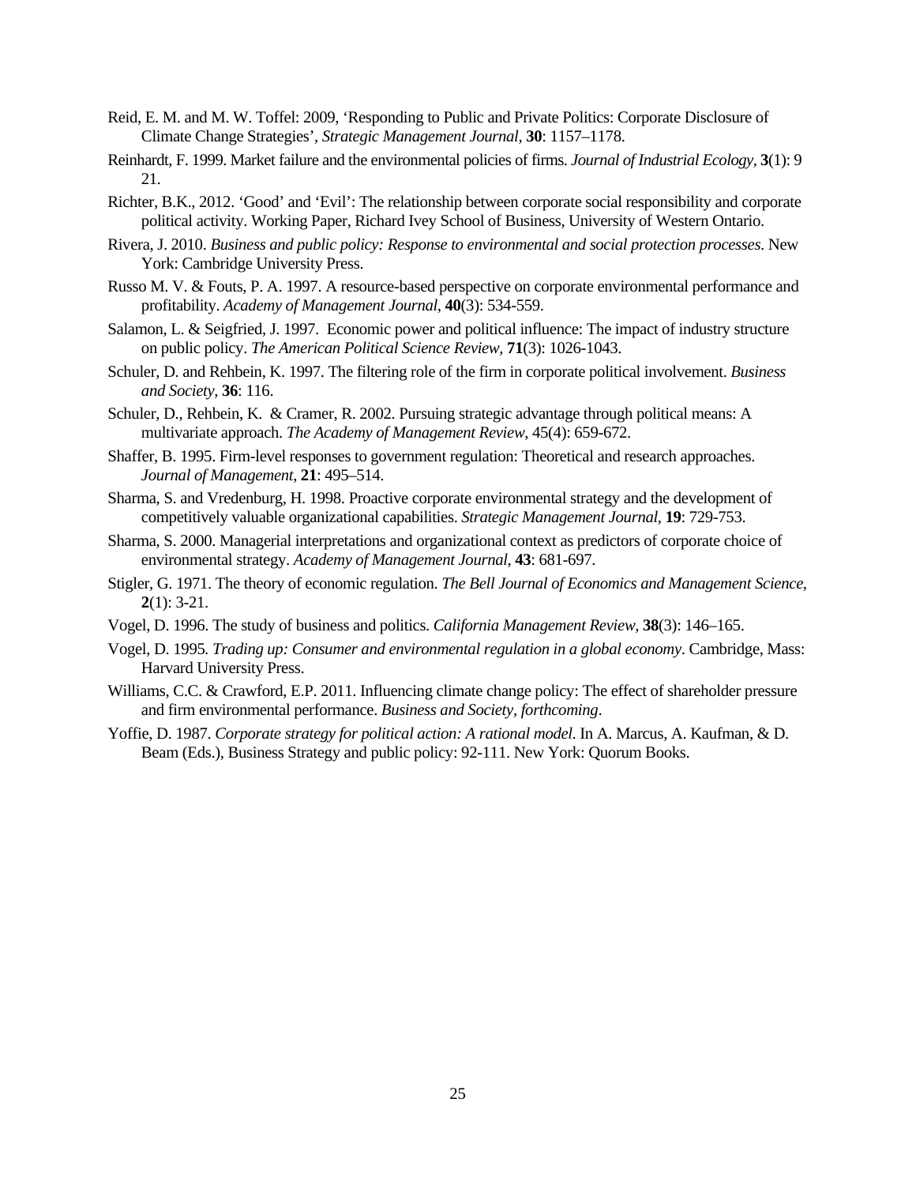Reid, E. M. and M. W. Toffel: 2009, 'Responding to Public and Private Politics: Corporate Disclosure of Climate Change Strategies', *Strategic Management Journal*, **30**: 1157–1178.

Reinhardt, F. 1999. Market failure and the environmental policies of firms. *Journal of Industrial Ecology*, **3**(1): 9 21.

Richter, B.K., 2012. 'Good' and 'Evil': The relationship between corporate social responsibility and corporate political activity. Working Paper, Richard Ivey School of Business, University of Western Ontario.

Rivera, J. 2010. *Business and public policy: Response to environmental and social protection processes*. New York: Cambridge University Press.

Russo M. V. & Fouts, P. A. 1997. A resource-based perspective on corporate environmental performance and profitability. *Academy of Management Journal*, **40**(3): 534-559.

Salamon, L. & Seigfried, J. 1997. Economic power and political influence: The impact of industry structure on public policy. *The American Political Science Review*, **71**(3): 1026-1043.

Schuler, D. and Rehbein, K. 1997. The filtering role of the firm in corporate political involvement. *Business and Society*, **36**: 116.

Schuler, D., Rehbein, K. & Cramer, R. 2002. Pursuing strategic advantage through political means: A multivariate approach. *The Academy of Management Review*, 45(4): 659-672.

Shaffer, B. 1995. Firm-level responses to government regulation: Theoretical and research approaches. *Journal of Management*, **21**: 495–514.

Sharma, S. and Vredenburg, H. 1998. Proactive corporate environmental strategy and the development of competitively valuable organizational capabilities. *Strategic Management Journal*, **19**: 729-753.

Sharma, S. 2000. Managerial interpretations and organizational context as predictors of corporate choice of environmental strategy. *Academy of Management Journal*, **43**: 681-697.

Stigler, G. 1971. The theory of economic regulation. *The Bell Journal of Economics and Management Science*, **2**(1): 3-21.

Vogel, D. 1996. The study of business and politics. *California Management Review*, **38**(3): 146–165.

Vogel, D. 1995. *Trading up: Consumer and environmental regulation in a global economy*. Cambridge, Mass: Harvard University Press.

Williams, C.C. & Crawford, E.P. 2011. Influencing climate change policy: The effect of shareholder pressure and firm environmental performance. *Business and Society*, *forthcoming*.

Yoffie, D. 1987. *Corporate strategy for political action: A rational model*. In A. Marcus, A. Kaufman, & D. Beam (Eds.), Business Strategy and public policy: 92-111. New York: Quorum Books.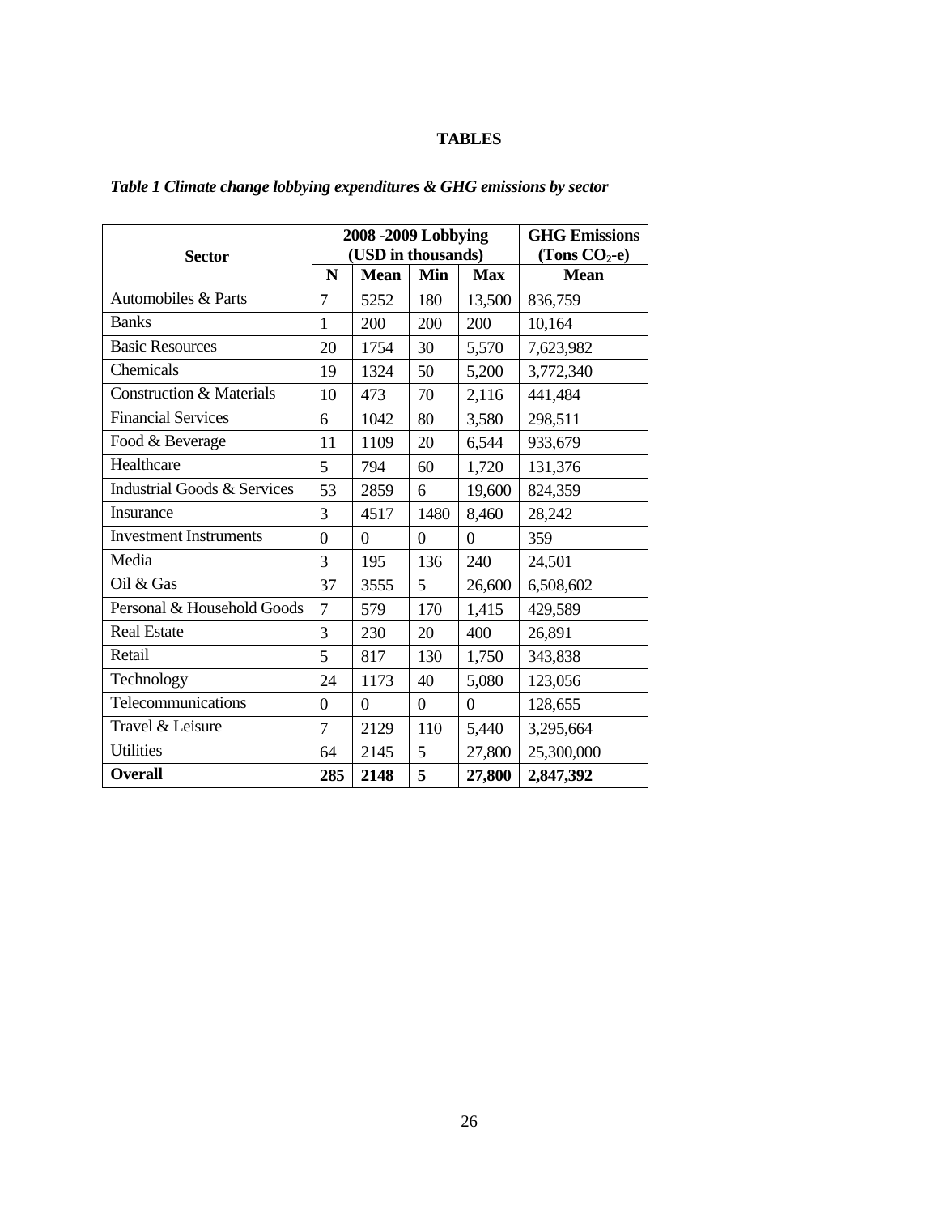**TABLES**

***Table 1 Climate change lobbying expenditures & GHG emissions by sector***

| Sector | 2008 -2009 Lobbying (USD in thousands) | | | | GHG Emissions (Tons $CO_2$-e) |
|---|---|---|---|---|---|
| | **N** | **Mean** | **Min** | **Max** | **Mean** |
| Automobiles & Parts | 7 | 5252 | 180 | 13,500 | 836,759 |
| Banks | 1 | 200 | 200 | 200 | 10,164 |
| Basic Resources | 20 | 1754 | 30 | 5,570 | 7,623,982 |
| Chemicals | 19 | 1324 | 50 | 5,200 | 3,772,340 |
| Construction & Materials | 10 | 473 | 70 | 2,116 | 441,484 |
| Financial Services | 6 | 1042 | 80 | 3,580 | 298,511 |
| Food & Beverage | 11 | 1109 | 20 | 6,544 | 933,679 |
| Healthcare | 5 | 794 | 60 | 1,720 | 131,376 |
| Industrial Goods & Services | 53 | 2859 | 6 | 19,600 | 824,359 |
| Insurance | 3 | 4517 | 1480 | 8,460 | 28,242 |
| Investment Instruments | 0 | 0 | 0 | 0 | 359 |
| Media | 3 | 195 | 136 | 240 | 24,501 |
| Oil & Gas | 37 | 3555 | 5 | 26,600 | 6,508,602 |
| Personal & Household Goods | 7 | 579 | 170 | 1,415 | 429,589 |
| Real Estate | 3 | 230 | 20 | 400 | 26,891 |
| Retail | 5 | 817 | 130 | 1,750 | 343,838 |
| Technology | 24 | 1173 | 40 | 5,080 | 123,056 |
| Telecommunications | 0 | 0 | 0 | 0 | 128,655 |
| Travel & Leisure | 7 | 2129 | 110 | 5,440 | 3,295,664 |
| Utilities | 64 | 2145 | 5 | 27,800 | 25,300,000 |
| **Overall** | **285** | **2148** | **5** | **27,800** | **2,847,392** |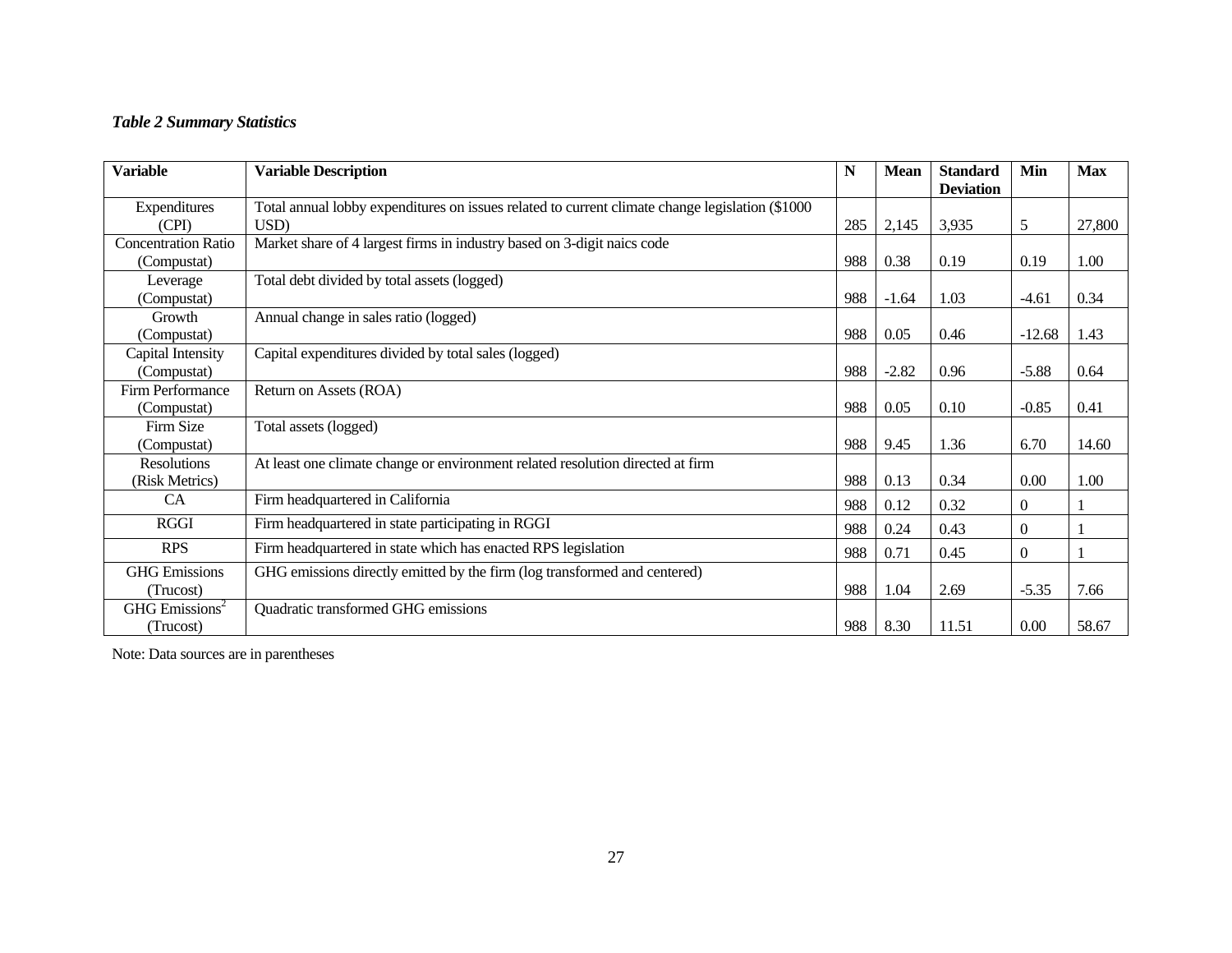***Table 2 Summary Statistics***

| **Variable** | **Variable Description** | **N** | **Mean** | **Standard Deviation** | **Min** | **Max** |
|---|---|---|---|---|---|---|
| Expenditures (CPI) | Total annual lobby expenditures on issues related to current climate change legislation ($1000 USD) | 285 | 2,145 | 3,935 | 5 | 27,800 |
| Concentration Ratio (Compustat) | Market share of 4 largest firms in industry based on 3-digit naics code | 988 | 0.38 | 0.19 | 0.19 | 1.00 |
| Leverage (Compustat) | Total debt divided by total assets (logged) | 988 | -1.64 | 1.03 | -4.61 | 0.34 |
| Growth (Compustat) | Annual change in sales ratio (logged) | 988 | 0.05 | 0.46 | -12.68 | 1.43 |
| Capital Intensity (Compustat) | Capital expenditures divided by total sales (logged) | 988 | -2.82 | 0.96 | -5.88 | 0.64 |
| Firm Performance (Compustat) | Return on Assets (ROA) | 988 | 0.05 | 0.10 | -0.85 | 0.41 |
| Firm Size (Compustat) | Total assets (logged) | 988 | 9.45 | 1.36 | 6.70 | 14.60 |
| Resolutions (Risk Metrics) | At least one climate change or environment related resolution directed at firm | 988 | 0.13 | 0.34 | 0.00 | 1.00 |
| CA | Firm headquartered in California | 988 | 0.12 | 0.32 | 0 | 1 |
| RGGI | Firm headquartered in state participating in RGGI | 988 | 0.24 | 0.43 | 0 | 1 |
| RPS | Firm headquartered in state which has enacted RPS legislation | 988 | 0.71 | 0.45 | 0 | 1 |
| GHG Emissions (Trucost) | GHG emissions directly emitted by the firm (log transformed and centered) | 988 | 1.04 | 2.69 | -5.35 | 7.66 |
| GHG Emissions$^2$ (Trucost) | Quadratic transformed GHG emissions | 988 | 8.30 | 11.51 | 0.00 | 58.67 |

Note: Data sources are in parentheses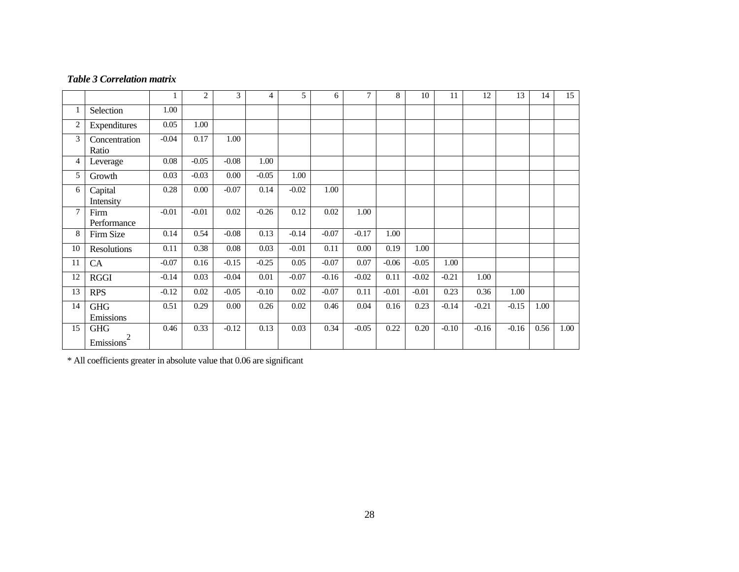***Table 3 Correlation matrix***

| | | 1 | 2 | 3 | 4 | 5 | 6 | 7 | 8 | 10 | 11 | 12 | 13 | 14 | 15 |
|---|---|---|---|---|---|---|---|---|---|---|---|---|---|---|---|
| 1 | Selection | 1.00 | | | | | | | | | | | | | |
| 2 | Expenditures | 0.05 | 1.00 | | | | | | | | | | | | |
| 3 | Concentration Ratio | -0.04 | 0.17 | 1.00 | | | | | | | | | | | |
| 4 | Leverage | 0.08 | -0.05 | -0.08 | 1.00 | | | | | | | | | | |
| 5 | Growth | 0.03 | -0.03 | 0.00 | -0.05 | 1.00 | | | | | | | | | |
| 6 | Capital Intensity | 0.28 | 0.00 | -0.07 | 0.14 | -0.02 | 1.00 | | | | | | | | |
| 7 | Firm Performance | -0.01 | -0.01 | 0.02 | -0.26 | 0.12 | 0.02 | 1.00 | | | | | | | |
| 8 | Firm Size | 0.14 | 0.54 | -0.08 | 0.13 | -0.14 | -0.07 | -0.17 | 1.00 | | | | | | |
| 10 | Resolutions | 0.11 | 0.38 | 0.08 | 0.03 | -0.01 | 0.11 | 0.00 | 0.19 | 1.00 | | | | | |
| 11 | CA | -0.07 | 0.16 | -0.15 | -0.25 | 0.05 | -0.07 | 0.07 | -0.06 | -0.05 | 1.00 | | | | |
| 12 | RGGI | -0.14 | 0.03 | -0.04 | 0.01 | -0.07 | -0.16 | -0.02 | 0.11 | -0.02 | -0.21 | 1.00 | | | |
| 13 | RPS | -0.12 | 0.02 | -0.05 | -0.10 | 0.02 | -0.07 | 0.11 | -0.01 | -0.01 | 0.23 | 0.36 | 1.00 | | |
| 14 | GHG Emissions | 0.51 | 0.29 | 0.00 | 0.26 | 0.02 | 0.46 | 0.04 | 0.16 | 0.23 | -0.14 | -0.21 | -0.15 | 1.00 | |
| 15 | GHG $\text{Emissions}^2$ | 0.46 | 0.33 | -0.12 | 0.13 | 0.03 | 0.34 | -0.05 | 0.22 | 0.20 | -0.10 | -0.16 | -0.16 | 0.56 | 1.00 |

* All coefficients greater in absolute value that 0.06 are significant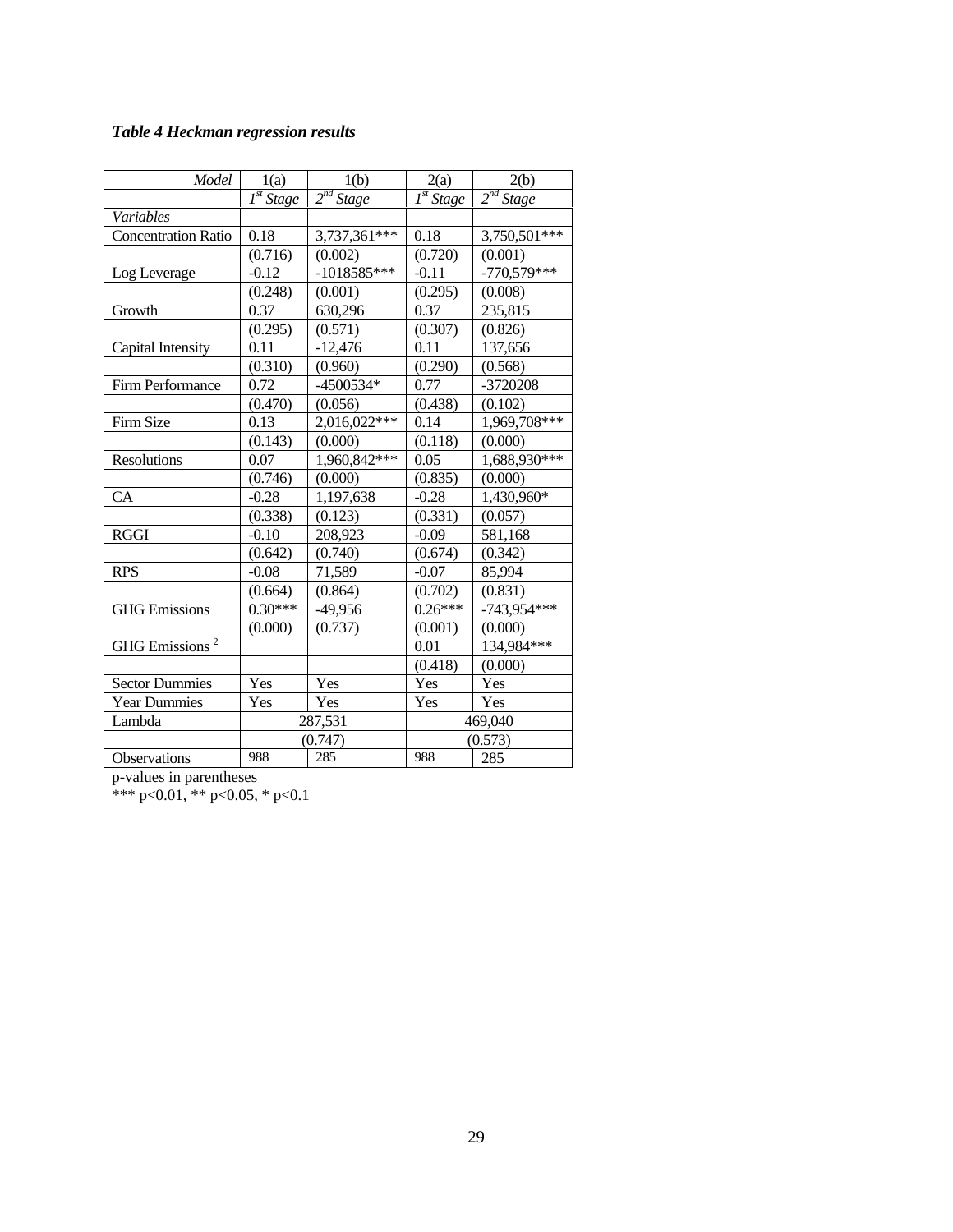***Table 4 Heckman regression results***

| *Model* | 1(a) | 1(b) | 2(a) | 2(b) |
|---|---|---|---|---|
| | *1st Stage* | *2nd Stage* | *1st Stage* | *2nd Stage* |
| *Variables* | | | | |
| Concentration Ratio | 0.18 | 3,737,361*** | 0.18 | 3,750,501*** |
| | (0.716) | (0.002) | (0.720) | (0.001) |
| Log Leverage | -0.12 | -1018585*** | -0.11 | -770,579*** |
| | (0.248) | (0.001) | (0.295) | (0.008) |
| Growth | 0.37 | 630,296 | 0.37 | 235,815 |
| | (0.295) | (0.571) | (0.307) | (0.826) |
| Capital Intensity | 0.11 | -12,476 | 0.11 | 137,656 |
| | (0.310) | (0.960) | (0.290) | (0.568) |
| Firm Performance | 0.72 | -4500534* | 0.77 | -3720208 |
| | (0.470) | (0.056) | (0.438) | (0.102) |
| Firm Size | 0.13 | 2,016,022*** | 0.14 | 1,969,708*** |
| | (0.143) | (0.000) | (0.118) | (0.000) |
| Resolutions | 0.07 | 1,960,842*** | 0.05 | 1,688,930*** |
| | (0.746) | (0.000) | (0.835) | (0.000) |
| CA | -0.28 | 1,197,638 | -0.28 | 1,430,960* |
| | (0.338) | (0.123) | (0.331) | (0.057) |
| RGGI | -0.10 | 208,923 | -0.09 | 581,168 |
| | (0.642) | (0.740) | (0.674) | (0.342) |
| RPS | -0.08 | 71,589 | -0.07 | 85,994 |
| | (0.664) | (0.864) | (0.702) | (0.831) |
| GHG Emissions | 0.30*** | -49,956 | 0.26*** | -743,954*** |
| | (0.000) | (0.737) | (0.001) | (0.000) |
| GHG Emissions $^2$ | | | 0.01 | 134,984*** |
| | | | (0.418) | (0.000) |
| Sector Dummies | Yes | Yes | Yes | Yes |
| Year Dummies | Yes | Yes | Yes | Yes |
| Lambda | 287,531 | | 469,040 | |
| | (0.747) | | (0.573) | |
| Observations | 988 | 285 | 988 | 285 |

p-values in parentheses

*** p<0.01, ** p<0.05, * p<0.1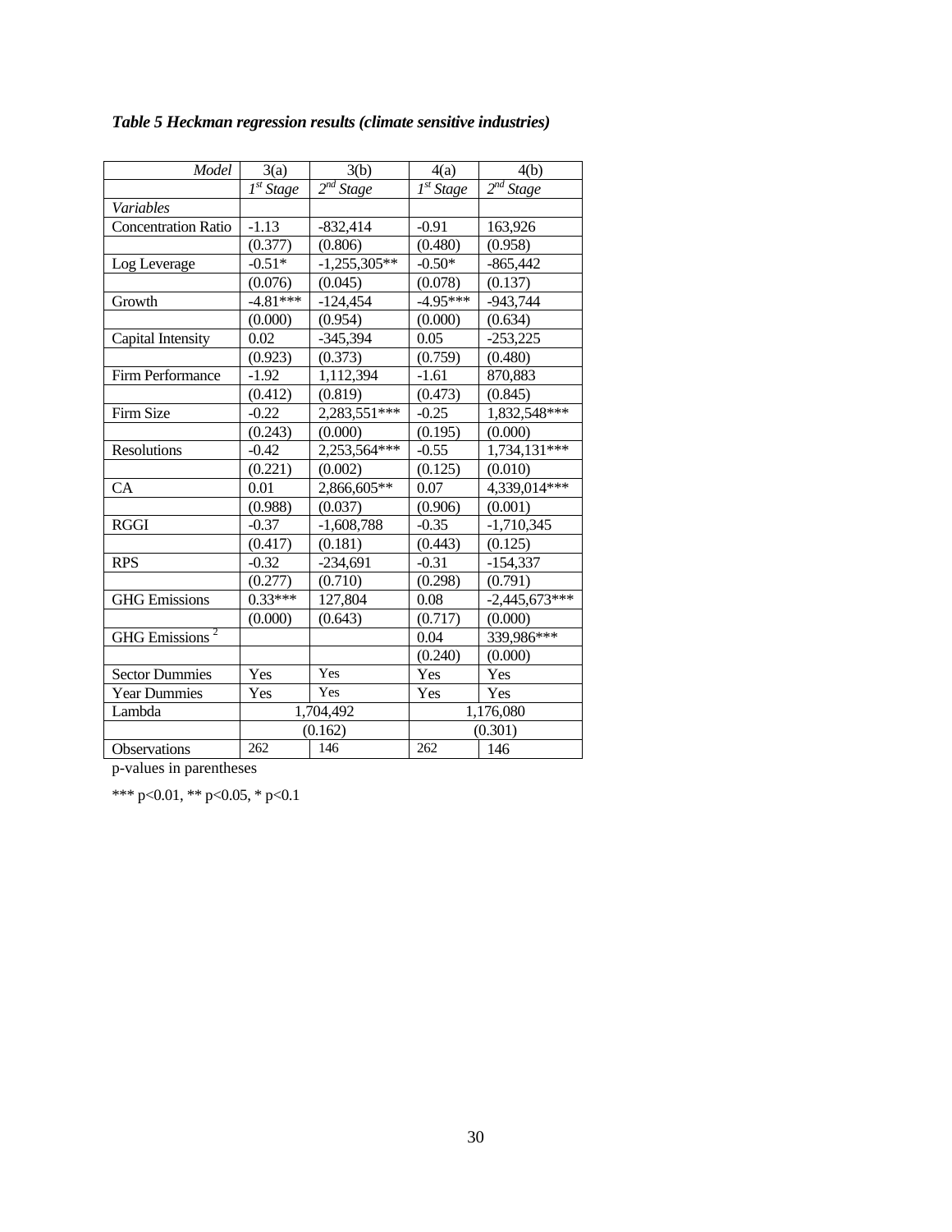*Table 5 Heckman regression results (climate sensitive industries)*

| *Model* | 3(a) | 3(b) | 4(a) | 4(b) |
|---|---|---|---|---|
| | *1st Stage* | *2nd Stage* | *1st Stage* | *2nd Stage* |
| *Variables* | | | | |
| Concentration Ratio | -1.13 | -832,414 | -0.91 | 163,926 |
| | (0.377) | (0.806) | (0.480) | (0.958) |
| Log Leverage | -0.51* | -1,255,305** | -0.50* | -865,442 |
| | (0.076) | (0.045) | (0.078) | (0.137) |
| Growth | -4.81*** | -124,454 | -4.95*** | -943,744 |
| | (0.000) | (0.954) | (0.000) | (0.634) |
| Capital Intensity | 0.02 | -345,394 | 0.05 | -253,225 |
| | (0.923) | (0.373) | (0.759) | (0.480) |
| Firm Performance | -1.92 | 1,112,394 | -1.61 | 870,883 |
| | (0.412) | (0.819) | (0.473) | (0.845) |
| Firm Size | -0.22 | 2,283,551*** | -0.25 | 1,832,548*** |
| | (0.243) | (0.000) | (0.195) | (0.000) |
| Resolutions | -0.42 | 2,253,564*** | -0.55 | 1,734,131*** |
| | (0.221) | (0.002) | (0.125) | (0.010) |
| CA | 0.01 | 2,866,605** | 0.07 | 4,339,014*** |
| | (0.988) | (0.037) | (0.906) | (0.001) |
| RGGI | -0.37 | -1,608,788 | -0.35 | -1,710,345 |
| | (0.417) | (0.181) | (0.443) | (0.125) |
| RPS | -0.32 | -234,691 | -0.31 | -154,337 |
| | (0.277) | (0.710) | (0.298) | (0.791) |
| GHG Emissions | 0.33*** | 127,804 | 0.08 | -2,445,673*** |
| | (0.000) | (0.643) | (0.717) | (0.000) |
| GHG Emissions $^2$ | | | 0.04 | 339,986*** |
| | | | (0.240) | (0.000) |
| Sector Dummies | Yes | Yes | Yes | Yes |
| Year Dummies | Yes | Yes | Yes | Yes |
| Lambda | 1,704,492 | | 1,176,080 | |
| | (0.162) | | (0.301) | |
| Observations | 262 | 146 | 262 | 146 |

p-values in parentheses

*** p<0.01, ** p<0.05, * p<0.1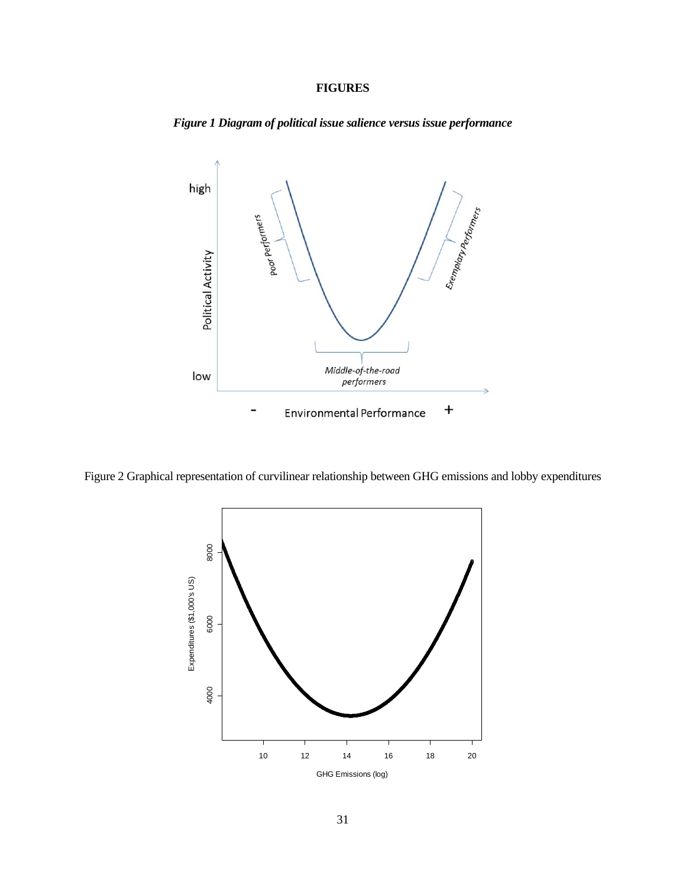# FIGURES

***Figure 1 Diagram of political issue salience versus issue performance***

Figure 2 Graphical representation of curvilinear relationship between GHG emissions and lobby expenditures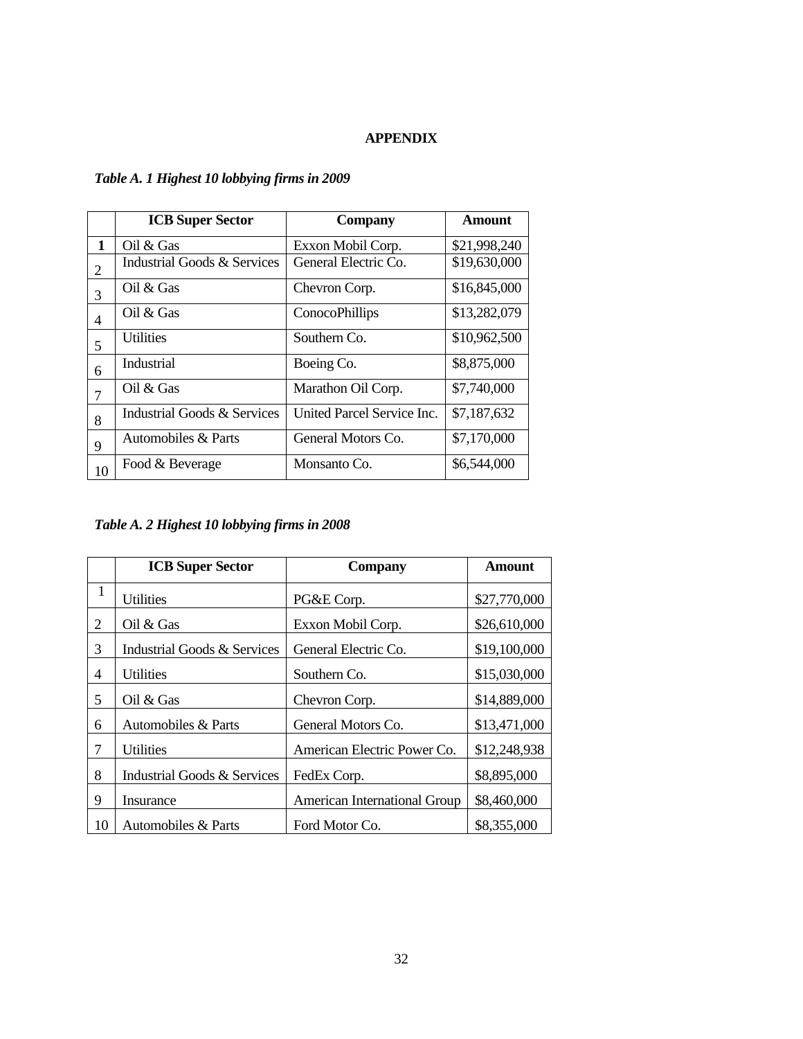## APPENDIX

***Table A. 1 Highest 10 lobbying firms in 2009***

| | ICB Super Sector | Company | Amount |
|---|---|---|---|
| **1** | Oil & Gas | Exxon Mobil Corp. | $21,998,240 |
| 2 | Industrial Goods & Services | General Electric Co. | $19,630,000 |
| 3 | Oil & Gas | Chevron Corp. | $16,845,000 |
| 4 | Oil & Gas | ConocoPhillips | $13,282,079 |
| 5 | Utilities | Southern Co. | $10,962,500 |
| 6 | Industrial | Boeing Co. | $8,875,000 |
| 7 | Oil & Gas | Marathon Oil Corp. | $7,740,000 |
| 8 | Industrial Goods & Services | United Parcel Service Inc. | $7,187,632 |
| 9 | Automobiles & Parts | General Motors Co. | $7,170,000 |
| 10 | Food & Beverage | Monsanto Co. | $6,544,000 |

***Table A. 2 Highest 10 lobbying firms in 2008***

| | ICB Super Sector | Company | Amount |
|---|---|---|---|
| 1 | Utilities | PG&E Corp. | $27,770,000 |
| 2 | Oil & Gas | Exxon Mobil Corp. | $26,610,000 |
| 3 | Industrial Goods & Services | General Electric Co. | $19,100,000 |
| 4 | Utilities | Southern Co. | $15,030,000 |
| 5 | Oil & Gas | Chevron Corp. | $14,889,000 |
| 6 | Automobiles & Parts | General Motors Co. | $13,471,000 |
| 7 | Utilities | American Electric Power Co. | $12,248,938 |
| 8 | Industrial Goods & Services | FedEx Corp. | $8,895,000 |
| 9 | Insurance | American International Group | $8,460,000 |
| 10 | Automobiles & Parts | Ford Motor Co. | $8,355,000 |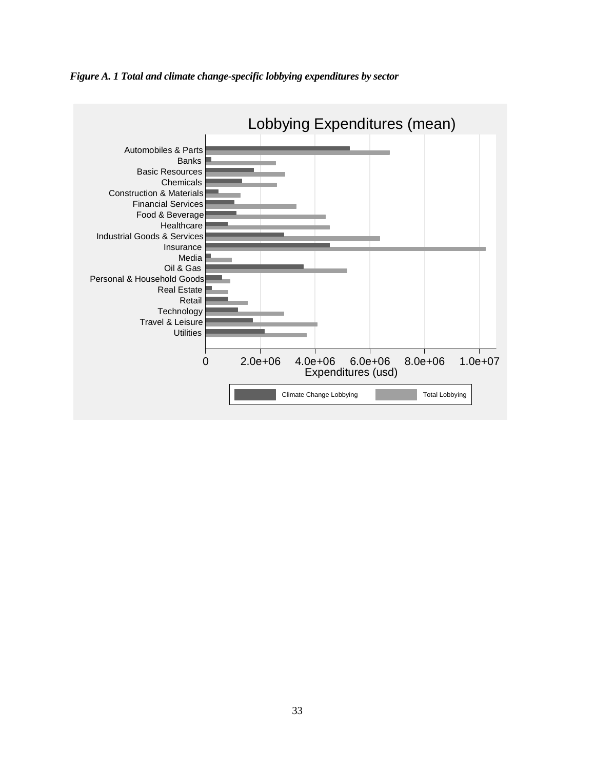*Figure A. 1 Total and climate change-specific lobbying expenditures by sector*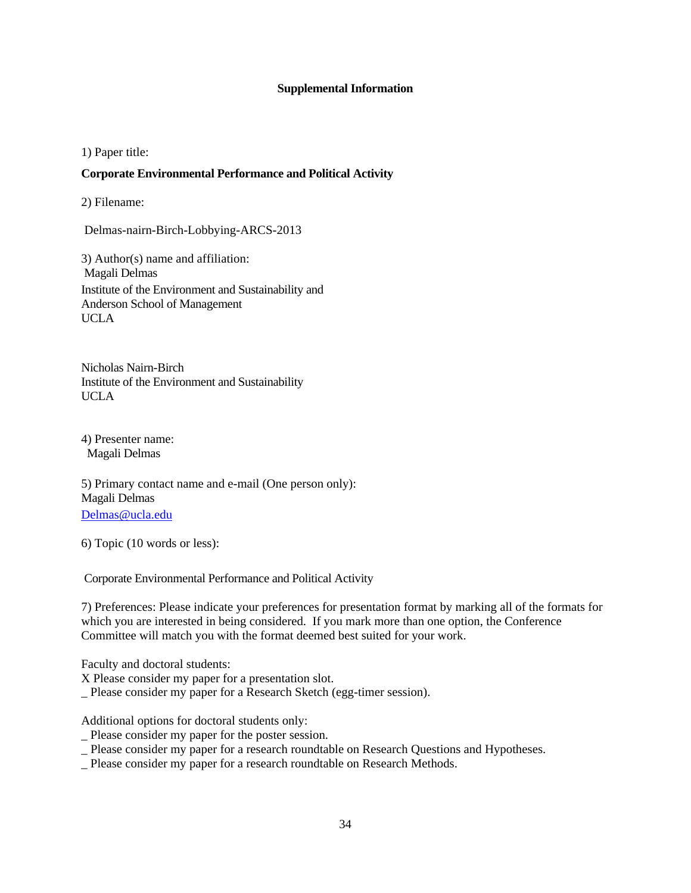**Supplemental Information**

1) Paper title:

**Corporate Environmental Performance and Political Activity**

2) Filename:

Delmas-nairn-Birch-Lobbying-ARCS-2013

3) Author(s) name and affiliation:
Magali Delmas
Institute of the Environment and Sustainability and
Anderson School of Management
UCLA

Nicholas Nairn-Birch
Institute of the Environment and Sustainability
UCLA

4) Presenter name:
Magali Delmas

5) Primary contact name and e-mail (One person only):
Magali Delmas
Delmas@ucla.edu

6) Topic (10 words or less):

Corporate Environmental Performance and Political Activity

7) Preferences: Please indicate your preferences for presentation format by marking all of the formats for which you are interested in being considered. If you mark more than one option, the Conference Committee will match you with the format deemed best suited for your work.

Faculty and doctoral students:
X Please consider my paper for a presentation slot.
_ Please consider my paper for a Research Sketch (egg-timer session).

Additional options for doctoral students only:
_ Please consider my paper for the poster session.
_ Please consider my paper for a research roundtable on Research Questions and Hypotheses.
_ Please consider my paper for a research roundtable on Research Methods.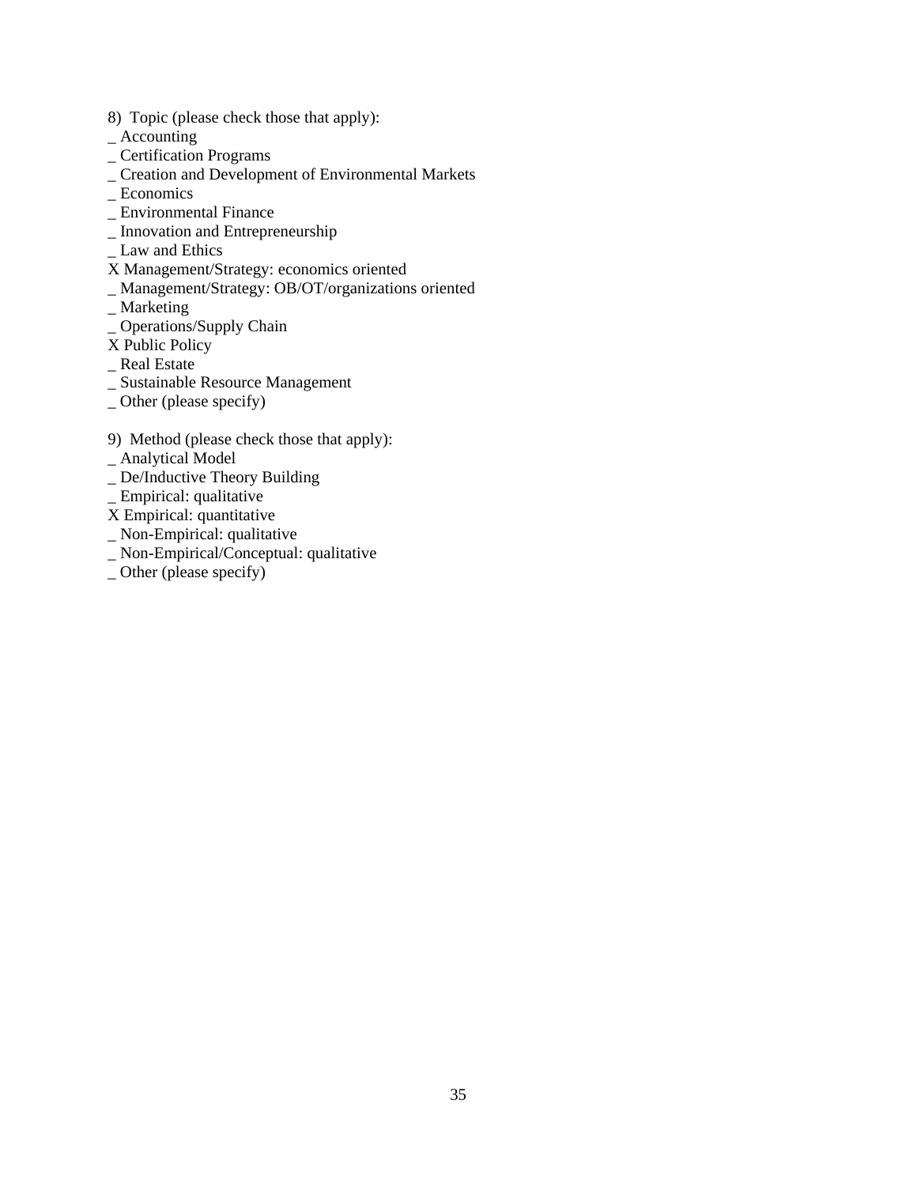8)  Topic (please check those that apply):
_ Accounting
_ Certification Programs
_ Creation and Development of Environmental Markets
_ Economics
_ Environmental Finance
_ Innovation and Entrepreneurship
_ Law and Ethics
X Management/Strategy: economics oriented
_ Management/Strategy: OB/OT/organizations oriented
_ Marketing
_ Operations/Supply Chain
X Public Policy
_ Real Estate
_ Sustainable Resource Management
_ Other (please specify)

9)  Method (please check those that apply):
_ Analytical Model
_ De/Inductive Theory Building
_ Empirical: qualitative
X Empirical: quantitative
_ Non-Empirical: qualitative
_ Non-Empirical/Conceptual: qualitative
_ Other (please specify)